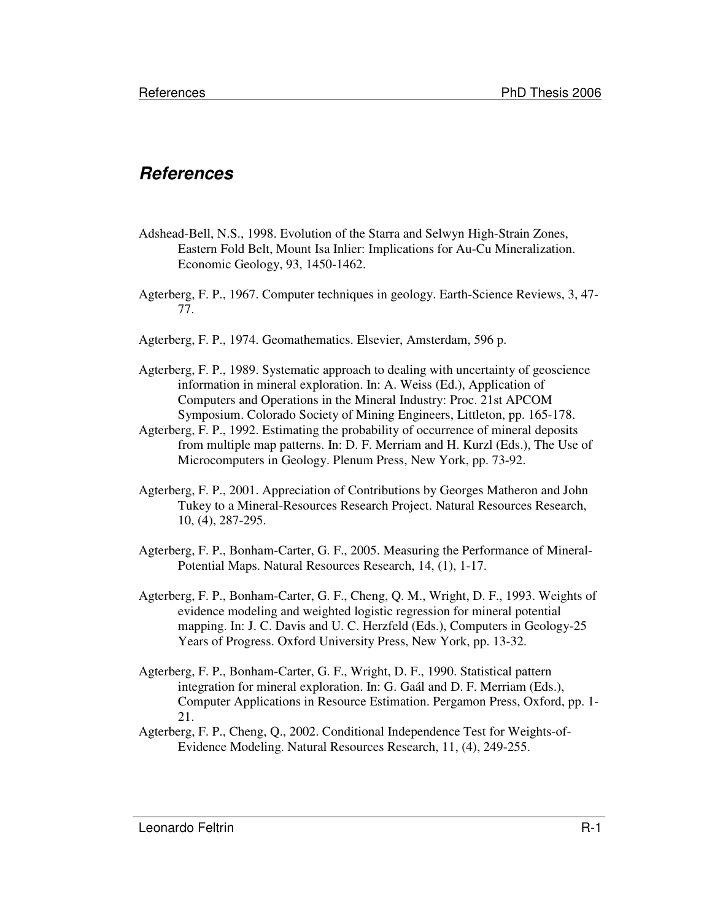# *References*

Adshead-Bell, N.S., 1998. Evolution of the Starra and Selwyn High-Strain Zones, Eastern Fold Belt, Mount Isa Inlier: Implications for Au-Cu Mineralization. Economic Geology, 93, 1450-1462.

Agterberg, F. P., 1967. Computer techniques in geology. Earth-Science Reviews, 3, 47-77.

Agterberg, F. P., 1974. Geomathematics. Elsevier, Amsterdam, 596 p.

Agterberg, F. P., 1989. Systematic approach to dealing with uncertainty of geoscience information in mineral exploration. In: A. Weiss (Ed.), Application of Computers and Operations in the Mineral Industry: Proc. 21st APCOM Symposium. Colorado Society of Mining Engineers, Littleton, pp. 165-178.

Agterberg, F. P., 1992. Estimating the probability of occurrence of mineral deposits from multiple map patterns. In: D. F. Merriam and H. Kurzl (Eds.), The Use of Microcomputers in Geology. Plenum Press, New York, pp. 73-92.

Agterberg, F. P., 2001. Appreciation of Contributions by Georges Matheron and John Tukey to a Mineral-Resources Research Project. Natural Resources Research, 10, (4), 287-295.

Agterberg, F. P., Bonham-Carter, G. F., 2005. Measuring the Performance of Mineral-Potential Maps. Natural Resources Research, 14, (1), 1-17.

Agterberg, F. P., Bonham-Carter, G. F., Cheng, Q. M., Wright, D. F., 1993. Weights of evidence modeling and weighted logistic regression for mineral potential mapping. In: J. C. Davis and U. C. Herzfeld (Eds.), Computers in Geology-25 Years of Progress. Oxford University Press, New York, pp. 13-32.

Agterberg, F. P., Bonham-Carter, G. F., Wright, D. F., 1990. Statistical pattern integration for mineral exploration. In: G. Gaál and D. F. Merriam (Eds.), Computer Applications in Resource Estimation. Pergamon Press, Oxford, pp. 1-21.

Agterberg, F. P., Cheng, Q., 2002. Conditional Independence Test for Weights-of-Evidence Modeling. Natural Resources Research, 11, (4), 249-255.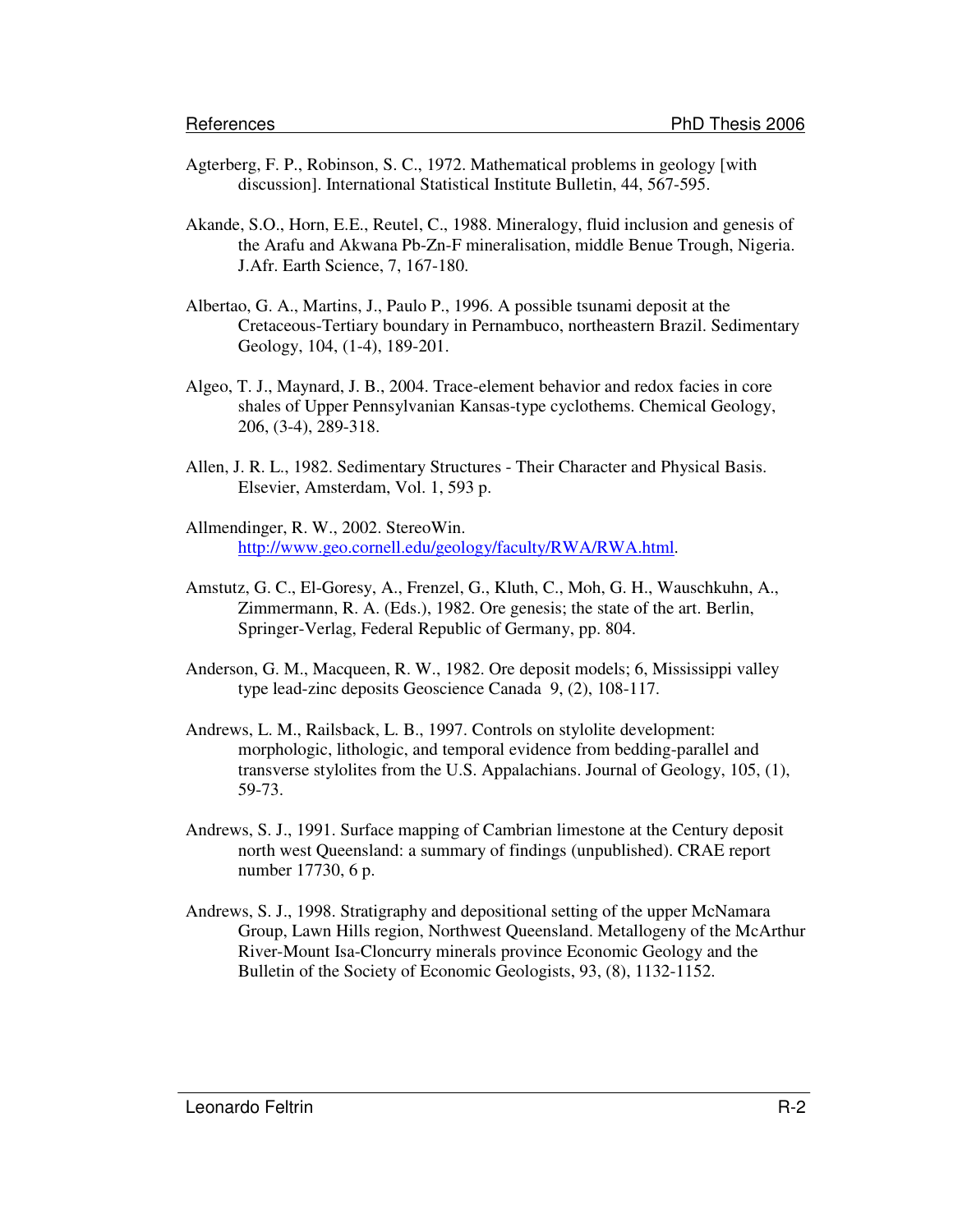Agterberg, F. P., Robinson, S. C., 1972. Mathematical problems in geology [with discussion]. International Statistical Institute Bulletin, 44, 567-595.

Akande, S.O., Horn, E.E., Reutel, C., 1988. Mineralogy, fluid inclusion and genesis of the Arafu and Akwana Pb-Zn-F mineralisation, middle Benue Trough, Nigeria. J.Afr. Earth Science, 7, 167-180.

Albertao, G. A., Martins, J., Paulo P., 1996. A possible tsunami deposit at the Cretaceous-Tertiary boundary in Pernambuco, northeastern Brazil. Sedimentary Geology, 104, (1-4), 189-201.

Algeo, T. J., Maynard, J. B., 2004. Trace-element behavior and redox facies in core shales of Upper Pennsylvanian Kansas-type cyclothems. Chemical Geology, 206, (3-4), 289-318.

Allen, J. R. L., 1982. Sedimentary Structures - Their Character and Physical Basis. Elsevier, Amsterdam, Vol. 1, 593 p.

Allmendinger, R. W., 2002. StereoWin. http://www.geo.cornell.edu/geology/faculty/RWA/RWA.html.

Amstutz, G. C., El-Goresy, A., Frenzel, G., Kluth, C., Moh, G. H., Wauschkuhn, A., Zimmermann, R. A. (Eds.), 1982. Ore genesis; the state of the art. Berlin, Springer-Verlag, Federal Republic of Germany, pp. 804.

Anderson, G. M., Macqueen, R. W., 1982. Ore deposit models; 6, Mississippi valley type lead-zinc deposits Geoscience Canada 9, (2), 108-117.

Andrews, L. M., Railsback, L. B., 1997. Controls on stylolite development: morphologic, lithologic, and temporal evidence from bedding-parallel and transverse stylolites from the U.S. Appalachians. Journal of Geology, 105, (1), 59-73.

Andrews, S. J., 1991. Surface mapping of Cambrian limestone at the Century deposit north west Queensland: a summary of findings (unpublished). CRAE report number 17730, 6 p.

Andrews, S. J., 1998. Stratigraphy and depositional setting of the upper McNamara Group, Lawn Hills region, Northwest Queensland. Metallogeny of the McArthur River-Mount Isa-Cloncurry minerals province Economic Geology and the Bulletin of the Society of Economic Geologists, 93, (8), 1132-1152.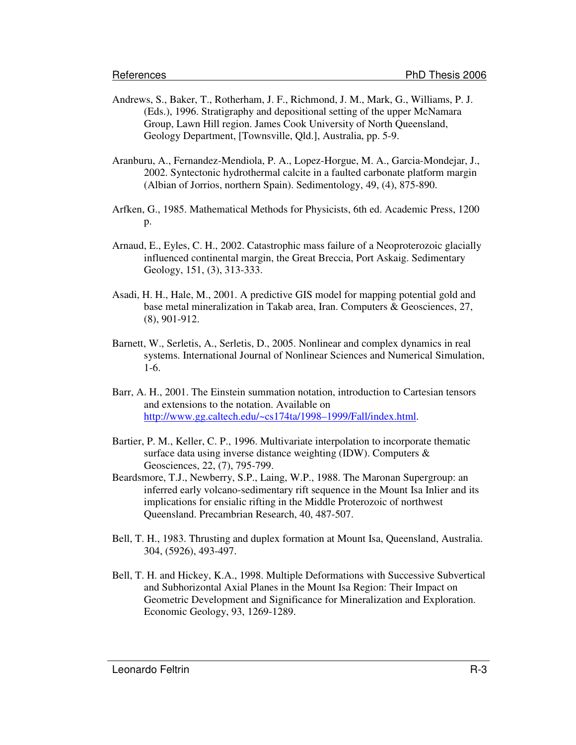Andrews, S., Baker, T., Rotherham, J. F., Richmond, J. M., Mark, G., Williams, P. J. (Eds.), 1996. Stratigraphy and depositional setting of the upper McNamara Group, Lawn Hill region. James Cook University of North Queensland, Geology Department, [Townsville, Qld.], Australia, pp. 5-9.

Aranburu, A., Fernandez-Mendiola, P. A., Lopez-Horgue, M. A., Garcia-Mondejar, J., 2002. Syntectonic hydrothermal calcite in a faulted carbonate platform margin (Albian of Jorrios, northern Spain). Sedimentology, 49, (4), 875-890.

Arfken, G., 1985. Mathematical Methods for Physicists, 6th ed. Academic Press, 1200 p.

Arnaud, E., Eyles, C. H., 2002. Catastrophic mass failure of a Neoproterozoic glacially influenced continental margin, the Great Breccia, Port Askaig. Sedimentary Geology, 151, (3), 313-333.

Asadi, H. H., Hale, M., 2001. A predictive GIS model for mapping potential gold and base metal mineralization in Takab area, Iran. Computers & Geosciences, 27, (8), 901-912.

Barnett, W., Serletis, A., Serletis, D., 2005. Nonlinear and complex dynamics in real systems. International Journal of Nonlinear Sciences and Numerical Simulation, 1-6.

Barr, A. H., 2001. The Einstein summation notation, introduction to Cartesian tensors and extensions to the notation. Available on http://www.gg.caltech.edu/~cs174ta/1998–1999/Fall/index.html.

Bartier, P. M., Keller, C. P., 1996. Multivariate interpolation to incorporate thematic surface data using inverse distance weighting (IDW). Computers & Geosciences, 22, (7), 795-799.

Beardsmore, T.J., Newberry, S.P., Laing, W.P., 1988. The Maronan Supergroup: an inferred early volcano-sedimentary rift sequence in the Mount Isa Inlier and its implications for ensialic rifting in the Middle Proterozoic of northwest Queensland. Precambrian Research, 40, 487-507.

Bell, T. H., 1983. Thrusting and duplex formation at Mount Isa, Queensland, Australia. 304, (5926), 493-497.

Bell, T. H. and Hickey, K.A., 1998. Multiple Deformations with Successive Subvertical and Subhorizontal Axial Planes in the Mount Isa Region: Their Impact on Geometric Development and Significance for Mineralization and Exploration. Economic Geology, 93, 1269-1289.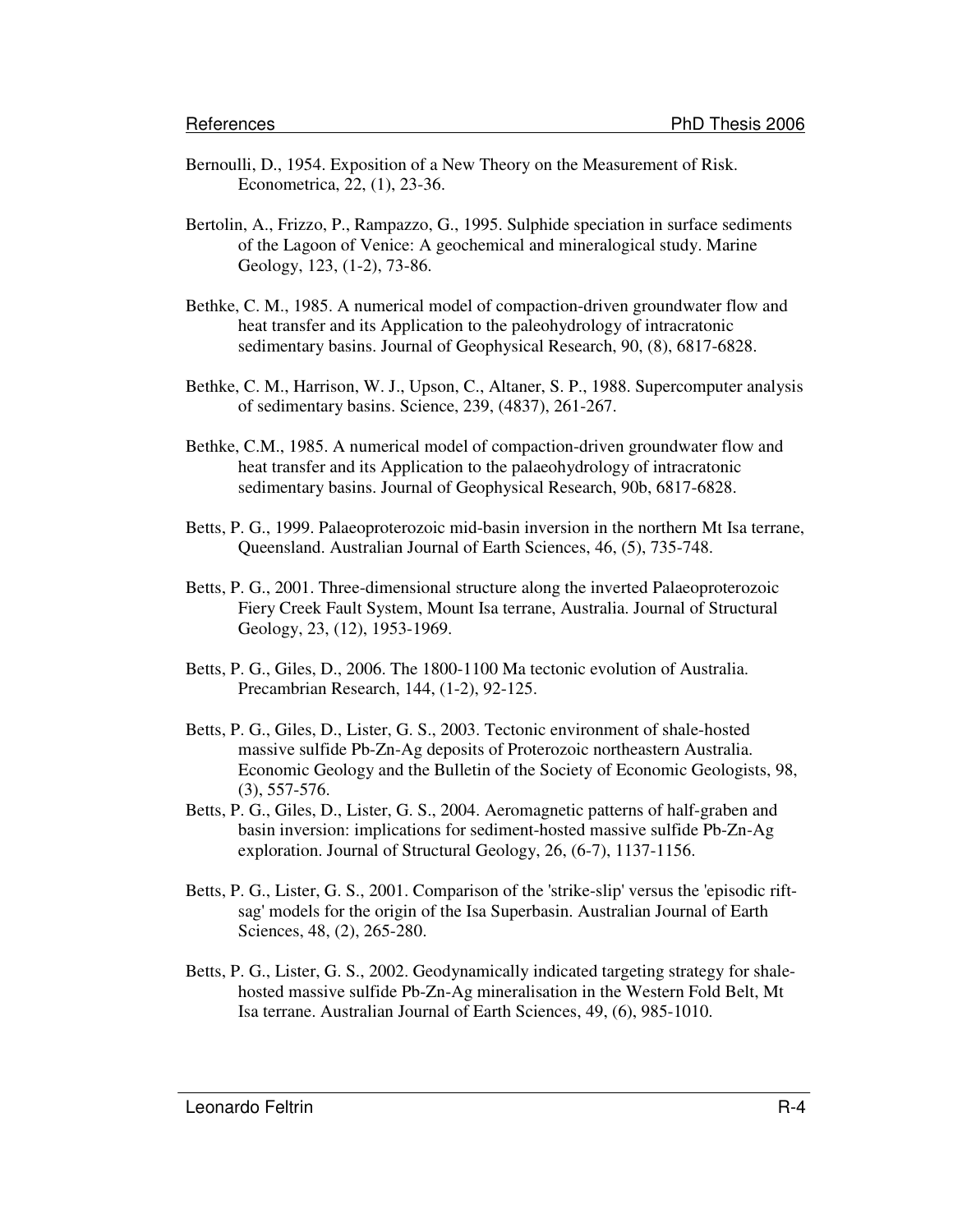Bernoulli, D., 1954. Exposition of a New Theory on the Measurement of Risk. Econometrica, 22, (1), 23-36.

Bertolin, A., Frizzo, P., Rampazzo, G., 1995. Sulphide speciation in surface sediments of the Lagoon of Venice: A geochemical and mineralogical study. Marine Geology, 123, (1-2), 73-86.

Bethke, C. M., 1985. A numerical model of compaction-driven groundwater flow and heat transfer and its Application to the paleohydrology of intracratonic sedimentary basins. Journal of Geophysical Research, 90, (8), 6817-6828.

Bethke, C. M., Harrison, W. J., Upson, C., Altaner, S. P., 1988. Supercomputer analysis of sedimentary basins. Science, 239, (4837), 261-267.

Bethke, C.M., 1985. A numerical model of compaction-driven groundwater flow and heat transfer and its Application to the palaeohydrology of intracratonic sedimentary basins. Journal of Geophysical Research, 90b, 6817-6828.

Betts, P. G., 1999. Palaeoproterozoic mid-basin inversion in the northern Mt Isa terrane, Queensland. Australian Journal of Earth Sciences, 46, (5), 735-748.

Betts, P. G., 2001. Three-dimensional structure along the inverted Palaeoproterozoic Fiery Creek Fault System, Mount Isa terrane, Australia. Journal of Structural Geology, 23, (12), 1953-1969.

Betts, P. G., Giles, D., 2006. The 1800-1100 Ma tectonic evolution of Australia. Precambrian Research, 144, (1-2), 92-125.

Betts, P. G., Giles, D., Lister, G. S., 2003. Tectonic environment of shale-hosted massive sulfide Pb-Zn-Ag deposits of Proterozoic northeastern Australia. Economic Geology and the Bulletin of the Society of Economic Geologists, 98, (3), 557-576.

Betts, P. G., Giles, D., Lister, G. S., 2004. Aeromagnetic patterns of half-graben and basin inversion: implications for sediment-hosted massive sulfide Pb-Zn-Ag exploration. Journal of Structural Geology, 26, (6-7), 1137-1156.

Betts, P. G., Lister, G. S., 2001. Comparison of the 'strike-slip' versus the 'episodic rift-sag' models for the origin of the Isa Superbasin. Australian Journal of Earth Sciences, 48, (2), 265-280.

Betts, P. G., Lister, G. S., 2002. Geodynamically indicated targeting strategy for shale-hosted massive sulfide Pb-Zn-Ag mineralisation in the Western Fold Belt, Mt Isa terrane. Australian Journal of Earth Sciences, 49, (6), 985-1010.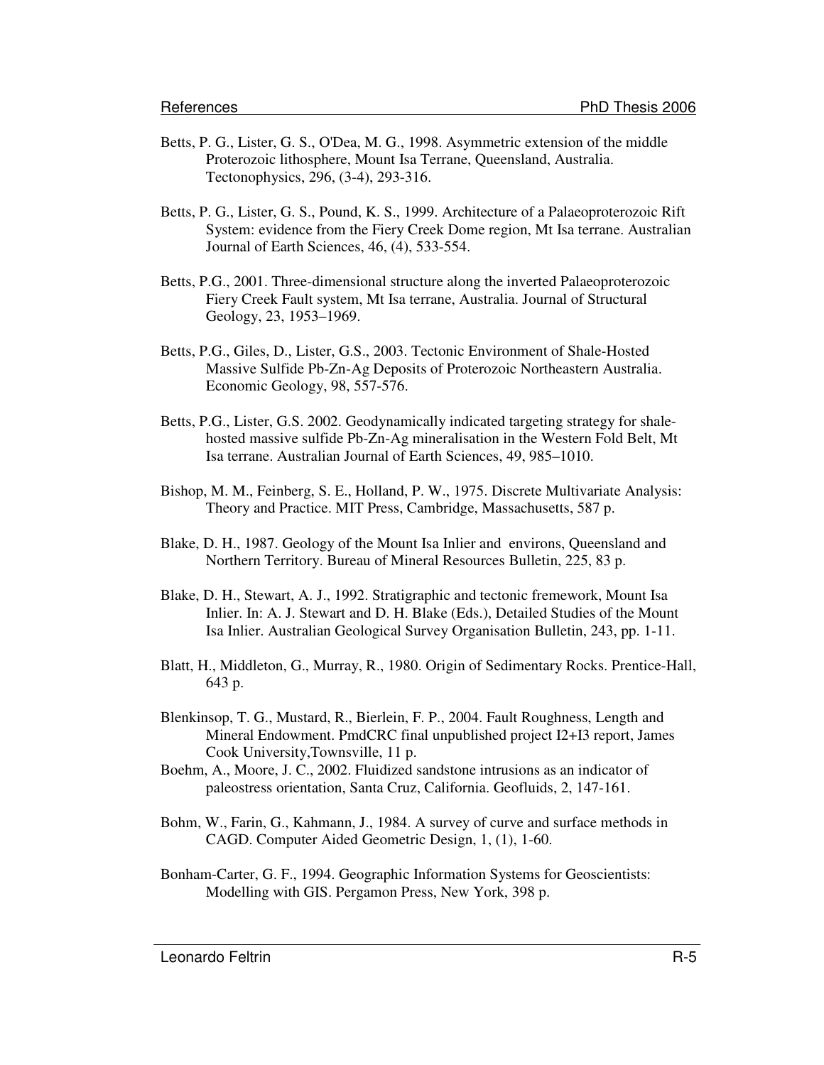Betts, P. G., Lister, G. S., O'Dea, M. G., 1998. Asymmetric extension of the middle Proterozoic lithosphere, Mount Isa Terrane, Queensland, Australia. Tectonophysics, 296, (3-4), 293-316.

Betts, P. G., Lister, G. S., Pound, K. S., 1999. Architecture of a Palaeoproterozoic Rift System: evidence from the Fiery Creek Dome region, Mt Isa terrane. Australian Journal of Earth Sciences, 46, (4), 533-554.

Betts, P.G., 2001. Three-dimensional structure along the inverted Palaeoproterozoic Fiery Creek Fault system, Mt Isa terrane, Australia. Journal of Structural Geology, 23, 1953–1969.

Betts, P.G., Giles, D., Lister, G.S., 2003. Tectonic Environment of Shale-Hosted Massive Sulfide Pb-Zn-Ag Deposits of Proterozoic Northeastern Australia. Economic Geology, 98, 557-576.

Betts, P.G., Lister, G.S. 2002. Geodynamically indicated targeting strategy for shale-hosted massive sulfide Pb-Zn-Ag mineralisation in the Western Fold Belt, Mt Isa terrane. Australian Journal of Earth Sciences, 49, 985–1010.

Bishop, M. M., Feinberg, S. E., Holland, P. W., 1975. Discrete Multivariate Analysis: Theory and Practice. MIT Press, Cambridge, Massachusetts, 587 p.

Blake, D. H., 1987. Geology of the Mount Isa Inlier and environs, Queensland and Northern Territory. Bureau of Mineral Resources Bulletin, 225, 83 p.

Blake, D. H., Stewart, A. J., 1992. Stratigraphic and tectonic fremework, Mount Isa Inlier. In: A. J. Stewart and D. H. Blake (Eds.), Detailed Studies of the Mount Isa Inlier. Australian Geological Survey Organisation Bulletin, 243, pp. 1-11.

Blatt, H., Middleton, G., Murray, R., 1980. Origin of Sedimentary Rocks. Prentice-Hall, 643 p.

Blenkinsop, T. G., Mustard, R., Bierlein, F. P., 2004. Fault Roughness, Length and Mineral Endowment. PmdCRC final unpublished project I2+I3 report, James Cook University,Townsville, 11 p.

Boehm, A., Moore, J. C., 2002. Fluidized sandstone intrusions as an indicator of paleostress orientation, Santa Cruz, California. Geofluids, 2, 147-161.

Bohm, W., Farin, G., Kahmann, J., 1984. A survey of curve and surface methods in CAGD. Computer Aided Geometric Design, 1, (1), 1-60.

Bonham-Carter, G. F., 1994. Geographic Information Systems for Geoscientists: Modelling with GIS. Pergamon Press, New York, 398 p.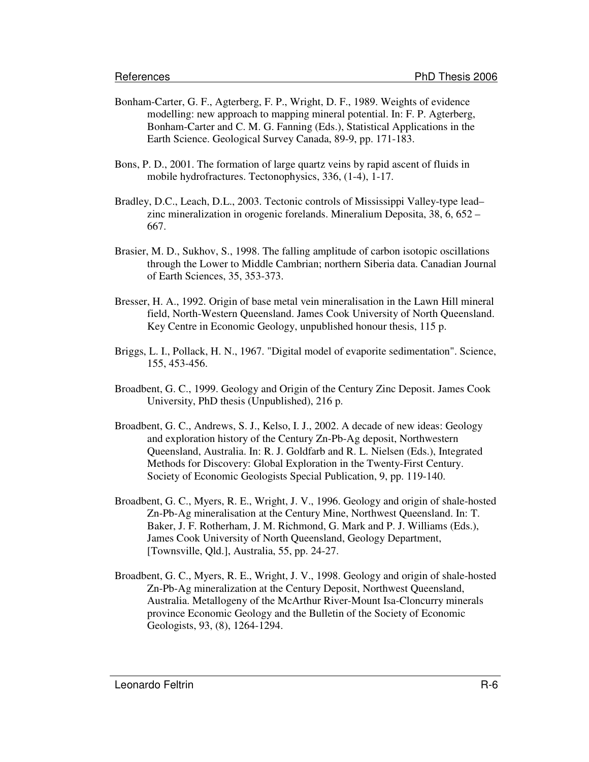Bonham-Carter, G. F., Agterberg, F. P., Wright, D. F., 1989. Weights of evidence modelling: new approach to mapping mineral potential. In: F. P. Agterberg, Bonham-Carter and C. M. G. Fanning (Eds.), Statistical Applications in the Earth Science. Geological Survey Canada, 89-9, pp. 171-183.

Bons, P. D., 2001. The formation of large quartz veins by rapid ascent of fluids in mobile hydrofractures. Tectonophysics, 336, (1-4), 1-17.

Bradley, D.C., Leach, D.L., 2003. Tectonic controls of Mississippi Valley-type lead–zinc mineralization in orogenic forelands. Mineralium Deposita, 38, 6, 652 – 667.

Brasier, M. D., Sukhov, S., 1998. The falling amplitude of carbon isotopic oscillations through the Lower to Middle Cambrian; northern Siberia data. Canadian Journal of Earth Sciences, 35, 353-373.

Bresser, H. A., 1992. Origin of base metal vein mineralisation in the Lawn Hill mineral field, North-Western Queensland. James Cook University of North Queensland. Key Centre in Economic Geology, unpublished honour thesis, 115 p.

Briggs, L. I., Pollack, H. N., 1967. "Digital model of evaporite sedimentation". Science, 155, 453-456.

Broadbent, G. C., 1999. Geology and Origin of the Century Zinc Deposit. James Cook University, PhD thesis (Unpublished), 216 p.

Broadbent, G. C., Andrews, S. J., Kelso, I. J., 2002. A decade of new ideas: Geology and exploration history of the Century Zn-Pb-Ag deposit, Northwestern Queensland, Australia. In: R. J. Goldfarb and R. L. Nielsen (Eds.), Integrated Methods for Discovery: Global Exploration in the Twenty-First Century. Society of Economic Geologists Special Publication, 9, pp. 119-140.

Broadbent, G. C., Myers, R. E., Wright, J. V., 1996. Geology and origin of shale-hosted Zn-Pb-Ag mineralisation at the Century Mine, Northwest Queensland. In: T. Baker, J. F. Rotherham, J. M. Richmond, G. Mark and P. J. Williams (Eds.), James Cook University of North Queensland, Geology Department, [Townsville, Qld.], Australia, 55, pp. 24-27.

Broadbent, G. C., Myers, R. E., Wright, J. V., 1998. Geology and origin of shale-hosted Zn-Pb-Ag mineralization at the Century Deposit, Northwest Queensland, Australia. Metallogeny of the McArthur River-Mount Isa-Cloncurry minerals province Economic Geology and the Bulletin of the Society of Economic Geologists, 93, (8), 1264-1294.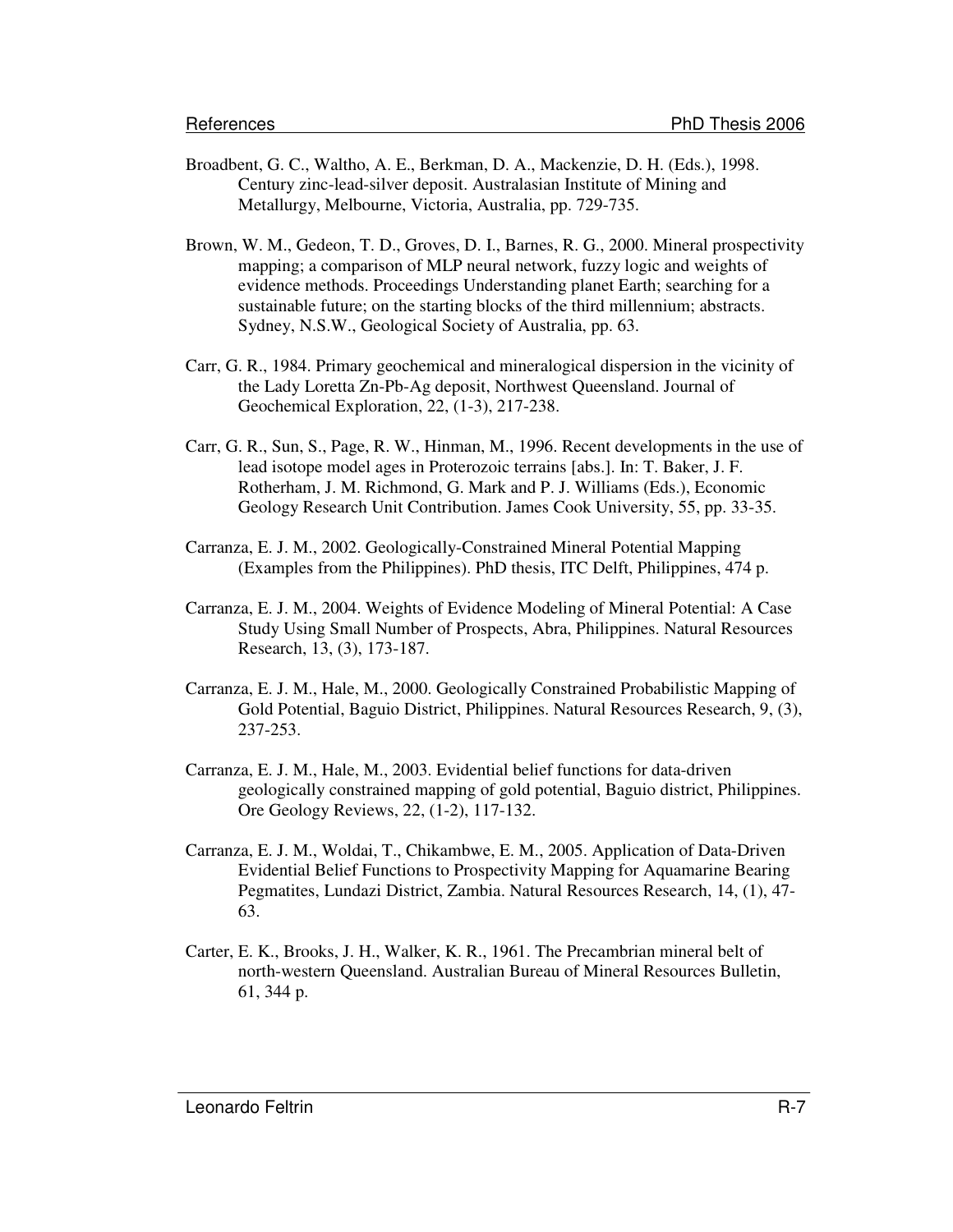Broadbent, G. C., Waltho, A. E., Berkman, D. A., Mackenzie, D. H. (Eds.), 1998. Century zinc-lead-silver deposit. Australasian Institute of Mining and Metallurgy, Melbourne, Victoria, Australia, pp. 729-735.

Brown, W. M., Gedeon, T. D., Groves, D. I., Barnes, R. G., 2000. Mineral prospectivity mapping; a comparison of MLP neural network, fuzzy logic and weights of evidence methods. Proceedings Understanding planet Earth; searching for a sustainable future; on the starting blocks of the third millennium; abstracts. Sydney, N.S.W., Geological Society of Australia, pp. 63.

Carr, G. R., 1984. Primary geochemical and mineralogical dispersion in the vicinity of the Lady Loretta Zn-Pb-Ag deposit, Northwest Queensland. Journal of Geochemical Exploration, 22, (1-3), 217-238.

Carr, G. R., Sun, S., Page, R. W., Hinman, M., 1996. Recent developments in the use of lead isotope model ages in Proterozoic terrains [abs.]. In: T. Baker, J. F. Rotherham, J. M. Richmond, G. Mark and P. J. Williams (Eds.), Economic Geology Research Unit Contribution. James Cook University, 55, pp. 33-35.

Carranza, E. J. M., 2002. Geologically-Constrained Mineral Potential Mapping (Examples from the Philippines). PhD thesis, ITC Delft, Philippines, 474 p.

Carranza, E. J. M., 2004. Weights of Evidence Modeling of Mineral Potential: A Case Study Using Small Number of Prospects, Abra, Philippines. Natural Resources Research, 13, (3), 173-187.

Carranza, E. J. M., Hale, M., 2000. Geologically Constrained Probabilistic Mapping of Gold Potential, Baguio District, Philippines. Natural Resources Research, 9, (3), 237-253.

Carranza, E. J. M., Hale, M., 2003. Evidential belief functions for data-driven geologically constrained mapping of gold potential, Baguio district, Philippines. Ore Geology Reviews, 22, (1-2), 117-132.

Carranza, E. J. M., Woldai, T., Chikambwe, E. M., 2005. Application of Data-Driven Evidential Belief Functions to Prospectivity Mapping for Aquamarine Bearing Pegmatites, Lundazi District, Zambia. Natural Resources Research, 14, (1), 47-63.

Carter, E. K., Brooks, J. H., Walker, K. R., 1961. The Precambrian mineral belt of north-western Queensland. Australian Bureau of Mineral Resources Bulletin, 61, 344 p.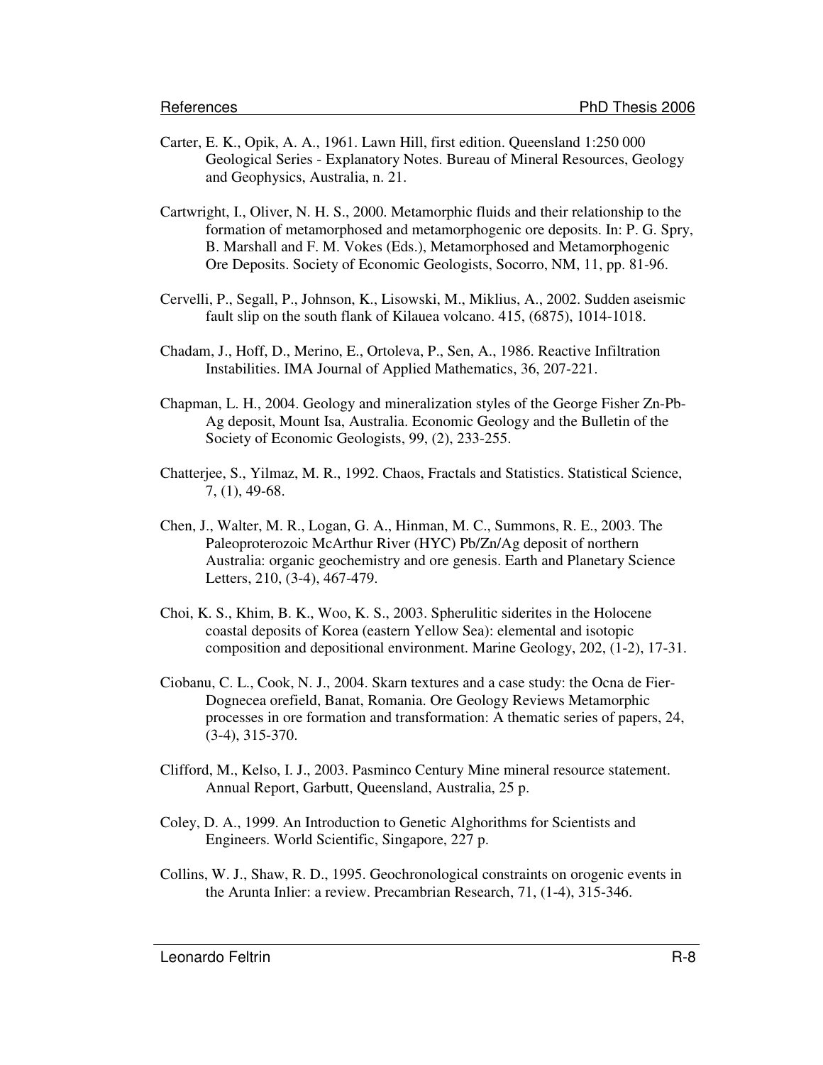Carter, E. K., Opik, A. A., 1961. Lawn Hill, first edition. Queensland 1:250 000 Geological Series - Explanatory Notes. Bureau of Mineral Resources, Geology and Geophysics, Australia, n. 21.

Cartwright, I., Oliver, N. H. S., 2000. Metamorphic fluids and their relationship to the formation of metamorphosed and metamorphogenic ore deposits. In: P. G. Spry, B. Marshall and F. M. Vokes (Eds.), Metamorphosed and Metamorphogenic Ore Deposits. Society of Economic Geologists, Socorro, NM, 11, pp. 81-96.

Cervelli, P., Segall, P., Johnson, K., Lisowski, M., Miklius, A., 2002. Sudden aseismic fault slip on the south flank of Kilauea volcano. 415, (6875), 1014-1018.

Chadam, J., Hoff, D., Merino, E., Ortoleva, P., Sen, A., 1986. Reactive Infiltration Instabilities. IMA Journal of Applied Mathematics, 36, 207-221.

Chapman, L. H., 2004. Geology and mineralization styles of the George Fisher Zn-Pb-Ag deposit, Mount Isa, Australia. Economic Geology and the Bulletin of the Society of Economic Geologists, 99, (2), 233-255.

Chatterjee, S., Yilmaz, M. R., 1992. Chaos, Fractals and Statistics. Statistical Science, 7, (1), 49-68.

Chen, J., Walter, M. R., Logan, G. A., Hinman, M. C., Summons, R. E., 2003. The Paleoproterozoic McArthur River (HYC) Pb/Zn/Ag deposit of northern Australia: organic geochemistry and ore genesis. Earth and Planetary Science Letters, 210, (3-4), 467-479.

Choi, K. S., Khim, B. K., Woo, K. S., 2003. Spherulitic siderites in the Holocene coastal deposits of Korea (eastern Yellow Sea): elemental and isotopic composition and depositional environment. Marine Geology, 202, (1-2), 17-31.

Ciobanu, C. L., Cook, N. J., 2004. Skarn textures and a case study: the Ocna de Fier-Dognecea orefield, Banat, Romania. Ore Geology Reviews Metamorphic processes in ore formation and transformation: A thematic series of papers, 24, (3-4), 315-370.

Clifford, M., Kelso, I. J., 2003. Pasminco Century Mine mineral resource statement. Annual Report, Garbutt, Queensland, Australia, 25 p.

Coley, D. A., 1999. An Introduction to Genetic Alghorithms for Scientists and Engineers. World Scientific, Singapore, 227 p.

Collins, W. J., Shaw, R. D., 1995. Geochronological constraints on orogenic events in the Arunta Inlier: a review. Precambrian Research, 71, (1-4), 315-346.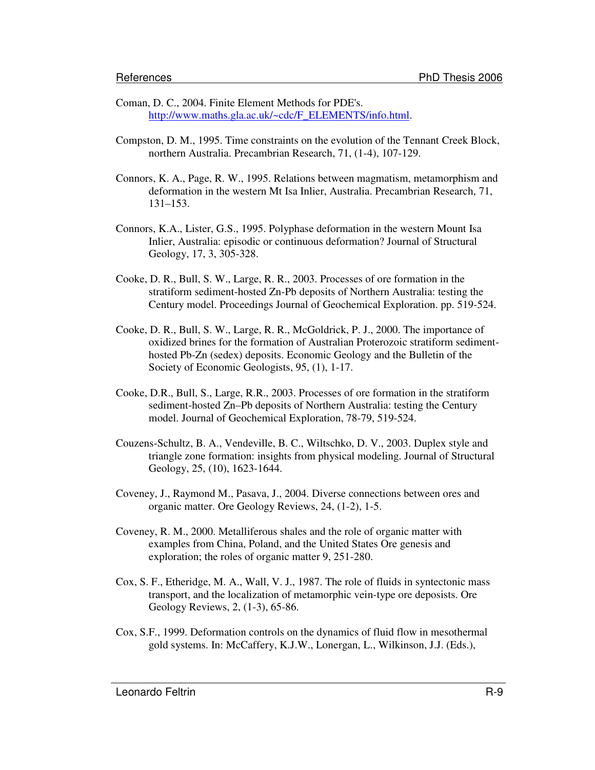Coman, D. C., 2004. Finite Element Methods for PDE's. http://www.maths.gla.ac.uk/~cdc/F_ELEMENTS/info.html.

Compston, D. M., 1995. Time constraints on the evolution of the Tennant Creek Block, northern Australia. Precambrian Research, 71, (1-4), 107-129.

Connors, K. A., Page, R. W., 1995. Relations between magmatism, metamorphism and deformation in the western Mt Isa Inlier, Australia. Precambrian Research, 71, 131–153.

Connors, K.A., Lister, G.S., 1995. Polyphase deformation in the western Mount Isa Inlier, Australia: episodic or continuous deformation? Journal of Structural Geology, 17, 3, 305-328.

Cooke, D. R., Bull, S. W., Large, R. R., 2003. Processes of ore formation in the stratiform sediment-hosted Zn-Pb deposits of Northern Australia: testing the Century model. Proceedings Journal of Geochemical Exploration. pp. 519-524.

Cooke, D. R., Bull, S. W., Large, R. R., McGoldrick, P. J., 2000. The importance of oxidized brines for the formation of Australian Proterozoic stratiform sediment-hosted Pb-Zn (sedex) deposits. Economic Geology and the Bulletin of the Society of Economic Geologists, 95, (1), 1-17.

Cooke, D.R., Bull, S., Large, R.R., 2003. Processes of ore formation in the stratiform sediment-hosted Zn–Pb deposits of Northern Australia: testing the Century model. Journal of Geochemical Exploration, 78-79, 519-524.

Couzens-Schultz, B. A., Vendeville, B. C., Wiltschko, D. V., 2003. Duplex style and triangle zone formation: insights from physical modeling. Journal of Structural Geology, 25, (10), 1623-1644.

Coveney, J., Raymond M., Pasava, J., 2004. Diverse connections between ores and organic matter. Ore Geology Reviews, 24, (1-2), 1-5.

Coveney, R. M., 2000. Metalliferous shales and the role of organic matter with examples from China, Poland, and the United States Ore genesis and exploration; the roles of organic matter 9, 251-280.

Cox, S. F., Etheridge, M. A., Wall, V. J., 1987. The role of fluids in syntectonic mass transport, and the localization of metamorphic vein-type ore deposists. Ore Geology Reviews, 2, (1-3), 65-86.

Cox, S.F., 1999. Deformation controls on the dynamics of fluid flow in mesothermal gold systems. In: McCaffery, K.J.W., Lonergan, L., Wilkinson, J.J. (Eds.),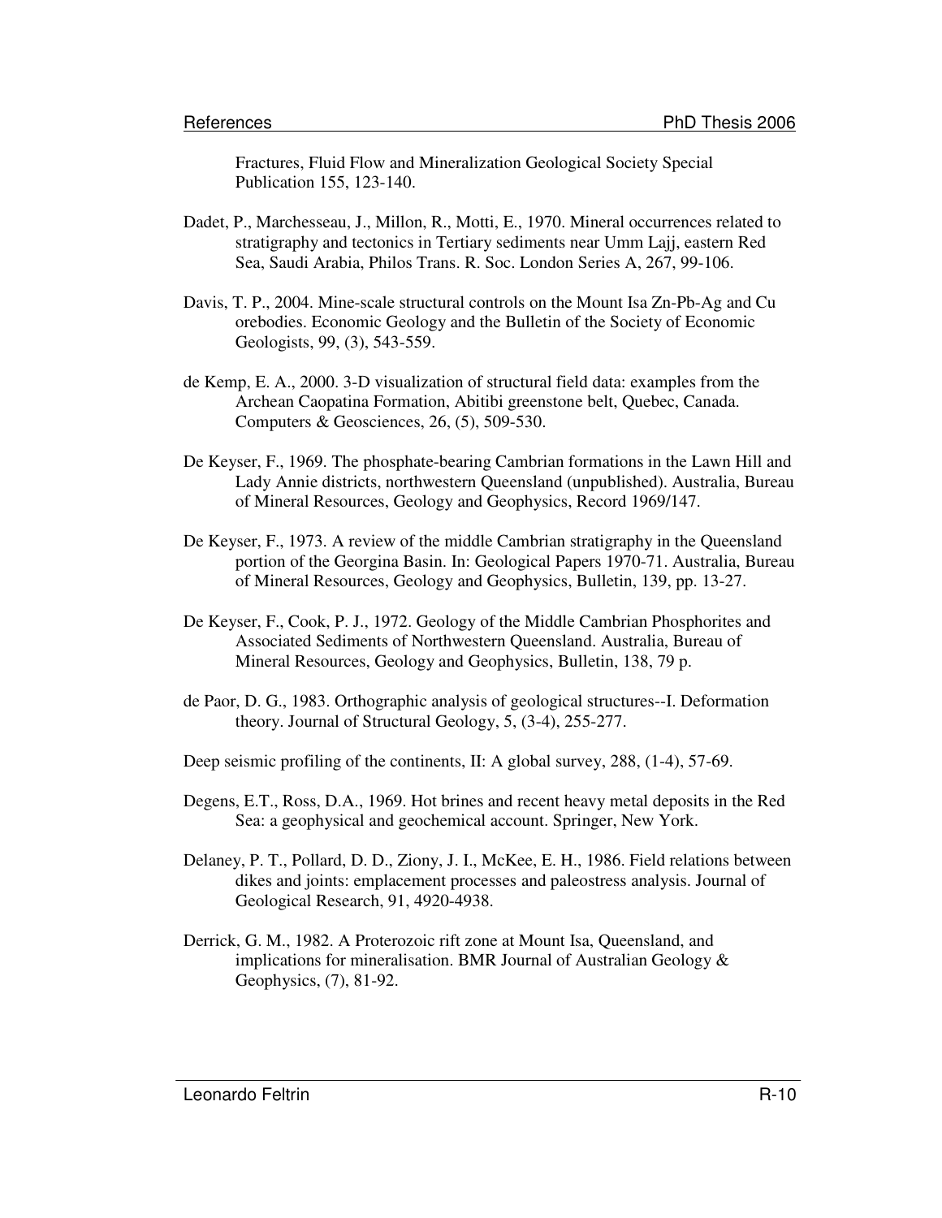Fractures, Fluid Flow and Mineralization Geological Society Special Publication 155, 123-140.

Dadet, P., Marchesseau, J., Millon, R., Motti, E., 1970. Mineral occurrences related to stratigraphy and tectonics in Tertiary sediments near Umm Lajj, eastern Red Sea, Saudi Arabia, Philos Trans. R. Soc. London Series A, 267, 99-106.

Davis, T. P., 2004. Mine-scale structural controls on the Mount Isa Zn-Pb-Ag and Cu orebodies. Economic Geology and the Bulletin of the Society of Economic Geologists, 99, (3), 543-559.

de Kemp, E. A., 2000. 3-D visualization of structural field data: examples from the Archean Caopatina Formation, Abitibi greenstone belt, Quebec, Canada. Computers & Geosciences, 26, (5), 509-530.

De Keyser, F., 1969. The phosphate-bearing Cambrian formations in the Lawn Hill and Lady Annie districts, northwestern Queensland (unpublished). Australia, Bureau of Mineral Resources, Geology and Geophysics, Record 1969/147.

De Keyser, F., 1973. A review of the middle Cambrian stratigraphy in the Queensland portion of the Georgina Basin. In: Geological Papers 1970-71. Australia, Bureau of Mineral Resources, Geology and Geophysics, Bulletin, 139, pp. 13-27.

De Keyser, F., Cook, P. J., 1972. Geology of the Middle Cambrian Phosphorites and Associated Sediments of Northwestern Queensland. Australia, Bureau of Mineral Resources, Geology and Geophysics, Bulletin, 138, 79 p.

de Paor, D. G., 1983. Orthographic analysis of geological structures--I. Deformation theory. Journal of Structural Geology, 5, (3-4), 255-277.

Deep seismic profiling of the continents, II: A global survey, 288, (1-4), 57-69.

Degens, E.T., Ross, D.A., 1969. Hot brines and recent heavy metal deposits in the Red Sea: a geophysical and geochemical account. Springer, New York.

Delaney, P. T., Pollard, D. D., Ziony, J. I., McKee, E. H., 1986. Field relations between dikes and joints: emplacement processes and paleostress analysis. Journal of Geological Research, 91, 4920-4938.

Derrick, G. M., 1982. A Proterozoic rift zone at Mount Isa, Queensland, and implications for mineralisation. BMR Journal of Australian Geology & Geophysics, (7), 81-92.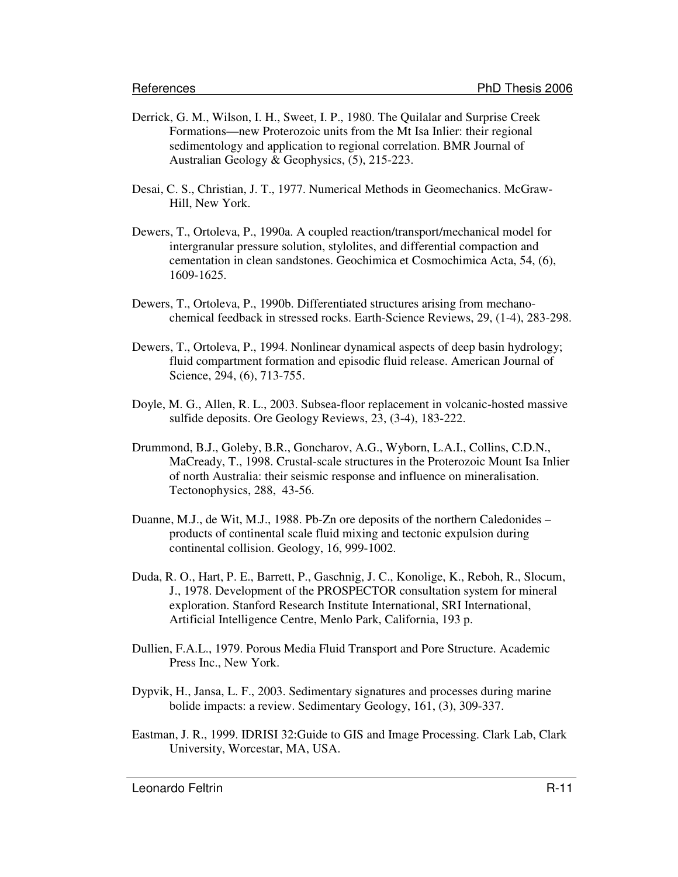Derrick, G. M., Wilson, I. H., Sweet, I. P., 1980. The Quilalar and Surprise Creek Formations—new Proterozoic units from the Mt Isa Inlier: their regional sedimentology and application to regional correlation. BMR Journal of Australian Geology & Geophysics, (5), 215-223.

Desai, C. S., Christian, J. T., 1977. Numerical Methods in Geomechanics. McGraw-Hill, New York.

Dewers, T., Ortoleva, P., 1990a. A coupled reaction/transport/mechanical model for intergranular pressure solution, stylolites, and differential compaction and cementation in clean sandstones. Geochimica et Cosmochimica Acta, 54, (6), 1609-1625.

Dewers, T., Ortoleva, P., 1990b. Differentiated structures arising from mechano-chemical feedback in stressed rocks. Earth-Science Reviews, 29, (1-4), 283-298.

Dewers, T., Ortoleva, P., 1994. Nonlinear dynamical aspects of deep basin hydrology; fluid compartment formation and episodic fluid release. American Journal of Science, 294, (6), 713-755.

Doyle, M. G., Allen, R. L., 2003. Subsea-floor replacement in volcanic-hosted massive sulfide deposits. Ore Geology Reviews, 23, (3-4), 183-222.

Drummond, B.J., Goleby, B.R., Goncharov, A.G., Wyborn, L.A.I., Collins, C.D.N., MaCready, T., 1998. Crustal-scale structures in the Proterozoic Mount Isa Inlier of north Australia: their seismic response and influence on mineralisation. Tectonophysics, 288, 43-56.

Duanne, M.J., de Wit, M.J., 1988. Pb-Zn ore deposits of the northern Caledonides – products of continental scale fluid mixing and tectonic expulsion during continental collision. Geology, 16, 999-1002.

Duda, R. O., Hart, P. E., Barrett, P., Gaschnig, J. C., Konolige, K., Reboh, R., Slocum, J., 1978. Development of the PROSPECTOR consultation system for mineral exploration. Stanford Research Institute International, SRI International, Artificial Intelligence Centre, Menlo Park, California, 193 p.

Dullien, F.A.L., 1979. Porous Media Fluid Transport and Pore Structure. Academic Press Inc., New York.

Dypvik, H., Jansa, L. F., 2003. Sedimentary signatures and processes during marine bolide impacts: a review. Sedimentary Geology, 161, (3), 309-337.

Eastman, J. R., 1999. IDRISI 32:Guide to GIS and Image Processing. Clark Lab, Clark University, Worcestar, MA, USA.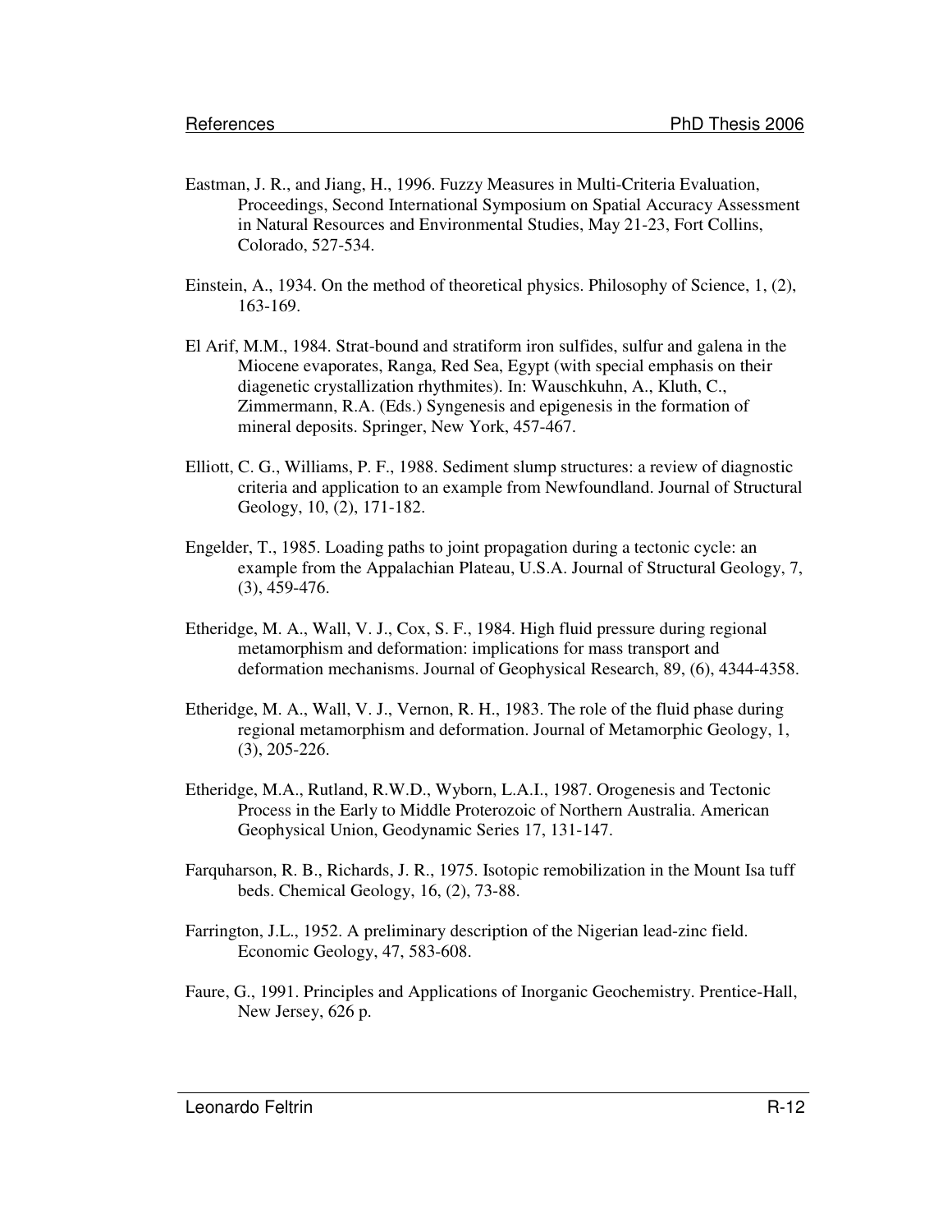Eastman, J. R., and Jiang, H., 1996. Fuzzy Measures in Multi-Criteria Evaluation, Proceedings, Second International Symposium on Spatial Accuracy Assessment in Natural Resources and Environmental Studies, May 21-23, Fort Collins, Colorado, 527-534.

Einstein, A., 1934. On the method of theoretical physics. Philosophy of Science, 1, (2), 163-169.

El Arif, M.M., 1984. Strat-bound and stratiform iron sulfides, sulfur and galena in the Miocene evaporates, Ranga, Red Sea, Egypt (with special emphasis on their diagenetic crystallization rhythmites). In: Wauschkuhn, A., Kluth, C., Zimmermann, R.A. (Eds.) Syngenesis and epigenesis in the formation of mineral deposits. Springer, New York, 457-467.

Elliott, C. G., Williams, P. F., 1988. Sediment slump structures: a review of diagnostic criteria and application to an example from Newfoundland. Journal of Structural Geology, 10, (2), 171-182.

Engelder, T., 1985. Loading paths to joint propagation during a tectonic cycle: an example from the Appalachian Plateau, U.S.A. Journal of Structural Geology, 7, (3), 459-476.

Etheridge, M. A., Wall, V. J., Cox, S. F., 1984. High fluid pressure during regional metamorphism and deformation: implications for mass transport and deformation mechanisms. Journal of Geophysical Research, 89, (6), 4344-4358.

Etheridge, M. A., Wall, V. J., Vernon, R. H., 1983. The role of the fluid phase during regional metamorphism and deformation. Journal of Metamorphic Geology, 1, (3), 205-226.

Etheridge, M.A., Rutland, R.W.D., Wyborn, L.A.I., 1987. Orogenesis and Tectonic Process in the Early to Middle Proterozoic of Northern Australia. American Geophysical Union, Geodynamic Series 17, 131-147.

Farquharson, R. B., Richards, J. R., 1975. Isotopic remobilization in the Mount Isa tuff beds. Chemical Geology, 16, (2), 73-88.

Farrington, J.L., 1952. A preliminary description of the Nigerian lead-zinc field. Economic Geology, 47, 583-608.

Faure, G., 1991. Principles and Applications of Inorganic Geochemistry. Prentice-Hall, New Jersey, 626 p.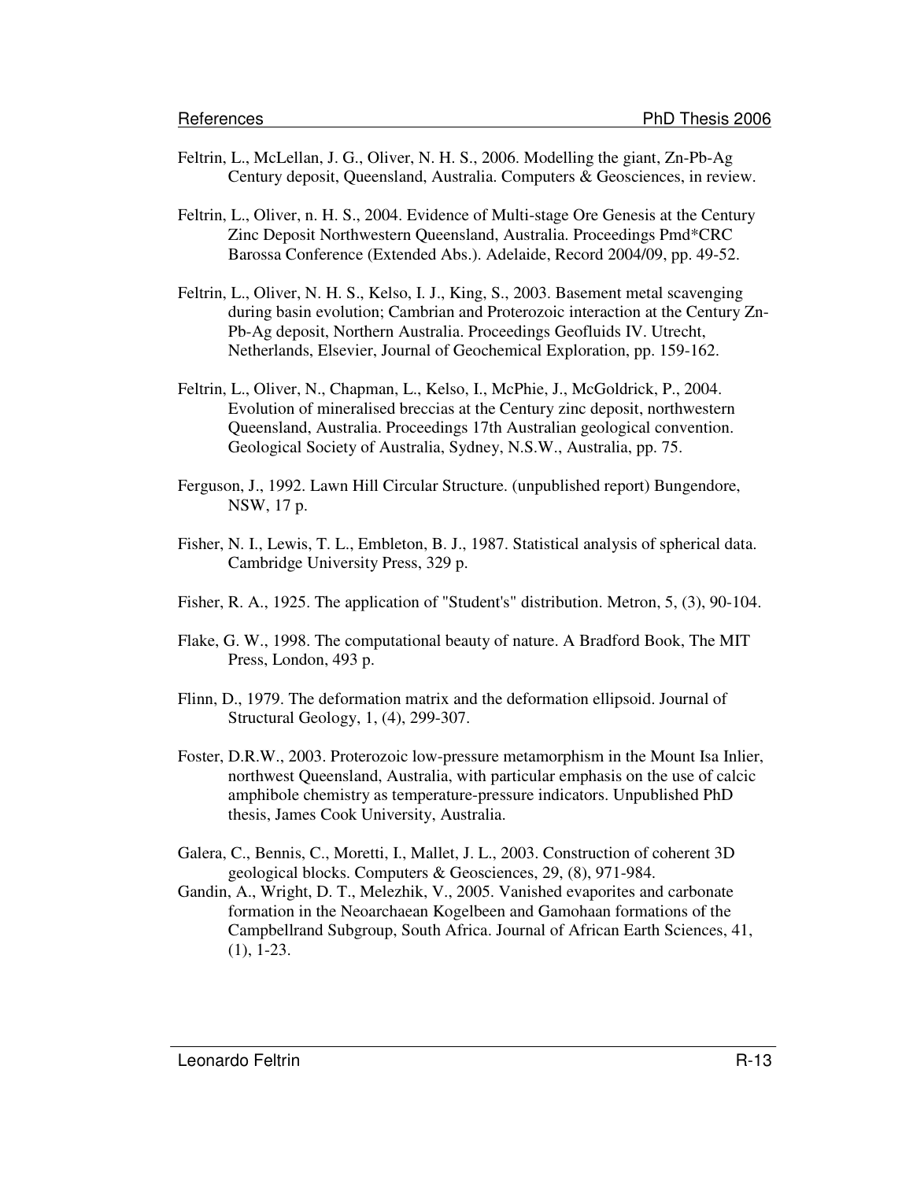Feltrin, L., McLellan, J. G., Oliver, N. H. S., 2006. Modelling the giant, Zn-Pb-Ag Century deposit, Queensland, Australia. Computers & Geosciences, in review.

Feltrin, L., Oliver, n. H. S., 2004. Evidence of Multi-stage Ore Genesis at the Century Zinc Deposit Northwestern Queensland, Australia. Proceedings Pmd*CRC Barossa Conference (Extended Abs.). Adelaide, Record 2004/09, pp. 49-52.

Feltrin, L., Oliver, N. H. S., Kelso, I. J., King, S., 2003. Basement metal scavenging during basin evolution; Cambrian and Proterozoic interaction at the Century Zn-Pb-Ag deposit, Northern Australia. Proceedings Geofluids IV. Utrecht, Netherlands, Elsevier, Journal of Geochemical Exploration, pp. 159-162.

Feltrin, L., Oliver, N., Chapman, L., Kelso, I., McPhie, J., McGoldrick, P., 2004. Evolution of mineralised breccias at the Century zinc deposit, northwestern Queensland, Australia. Proceedings 17th Australian geological convention. Geological Society of Australia, Sydney, N.S.W., Australia, pp. 75.

Ferguson, J., 1992. Lawn Hill Circular Structure. (unpublished report) Bungendore, NSW, 17 p.

Fisher, N. I., Lewis, T. L., Embleton, B. J., 1987. Statistical analysis of spherical data. Cambridge University Press, 329 p.

Fisher, R. A., 1925. The application of "Student's" distribution. Metron, 5, (3), 90-104.

Flake, G. W., 1998. The computational beauty of nature. A Bradford Book, The MIT Press, London, 493 p.

Flinn, D., 1979. The deformation matrix and the deformation ellipsoid. Journal of Structural Geology, 1, (4), 299-307.

Foster, D.R.W., 2003. Proterozoic low-pressure metamorphism in the Mount Isa Inlier, northwest Queensland, Australia, with particular emphasis on the use of calcic amphibole chemistry as temperature-pressure indicators. Unpublished PhD thesis, James Cook University, Australia.

Galera, C., Bennis, C., Moretti, I., Mallet, J. L., 2003. Construction of coherent 3D geological blocks. Computers & Geosciences, 29, (8), 971-984.

Gandin, A., Wright, D. T., Melezhik, V., 2005. Vanished evaporites and carbonate formation in the Neoarchaean Kogelbeen and Gamohaan formations of the Campbellrand Subgroup, South Africa. Journal of African Earth Sciences, 41, (1), 1-23.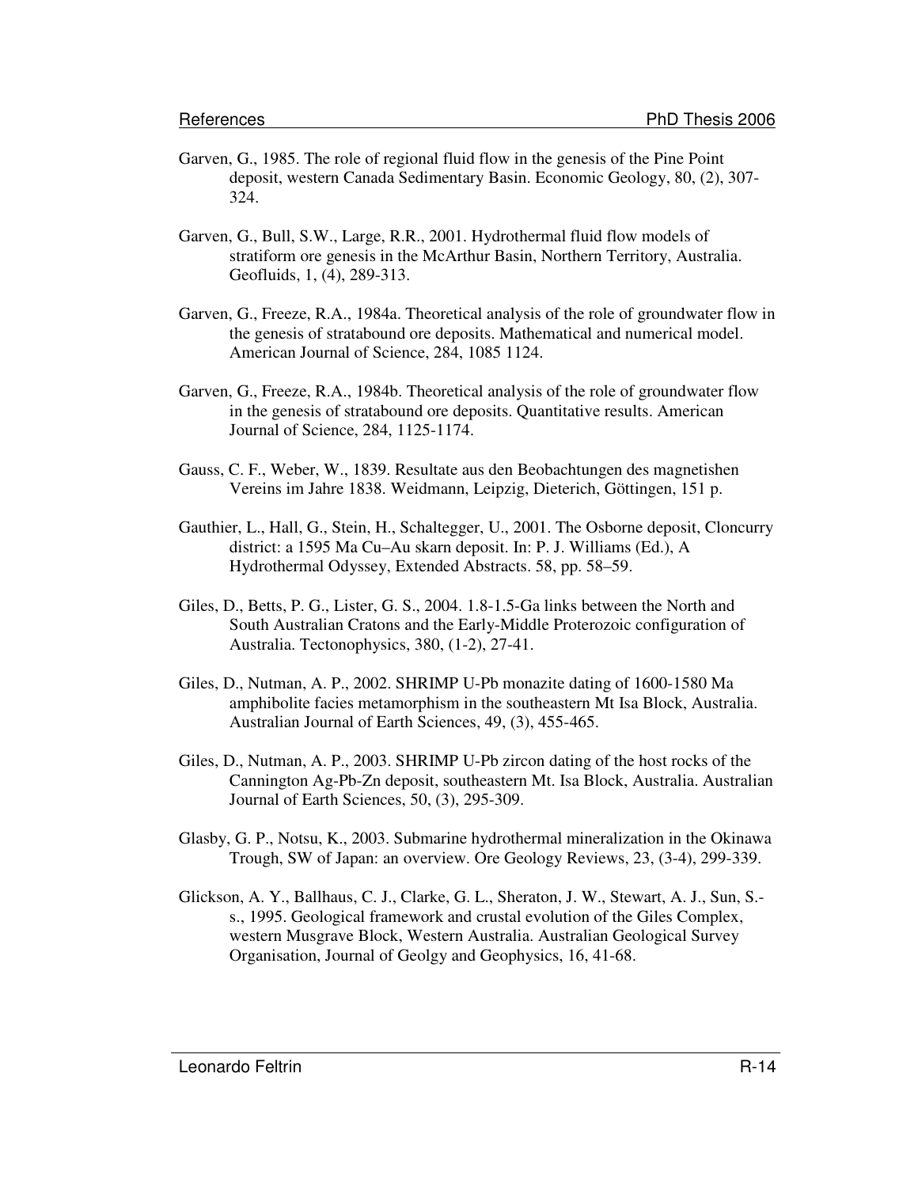Garven, G., 1985. The role of regional fluid flow in the genesis of the Pine Point deposit, western Canada Sedimentary Basin. Economic Geology, 80, (2), 307-324.

Garven, G., Bull, S.W., Large, R.R., 2001. Hydrothermal fluid flow models of stratiform ore genesis in the McArthur Basin, Northern Territory, Australia. Geofluids, 1, (4), 289-313.

Garven, G., Freeze, R.A., 1984a. Theoretical analysis of the role of groundwater flow in the genesis of stratabound ore deposits. Mathematical and numerical model. American Journal of Science, 284, 1085 1124.

Garven, G., Freeze, R.A., 1984b. Theoretical analysis of the role of groundwater flow in the genesis of stratabound ore deposits. Quantitative results. American Journal of Science, 284, 1125-1174.

Gauss, C. F., Weber, W., 1839. Resultate aus den Beobachtungen des magnetishen Vereins im Jahre 1838. Weidmann, Leipzig, Dieterich, Göttingen, 151 p.

Gauthier, L., Hall, G., Stein, H., Schaltegger, U., 2001. The Osborne deposit, Cloncurry district: a 1595 Ma Cu–Au skarn deposit. In: P. J. Williams (Ed.), A Hydrothermal Odyssey, Extended Abstracts. 58, pp. 58–59.

Giles, D., Betts, P. G., Lister, G. S., 2004. 1.8-1.5-Ga links between the North and South Australian Cratons and the Early-Middle Proterozoic configuration of Australia. Tectonophysics, 380, (1-2), 27-41.

Giles, D., Nutman, A. P., 2002. SHRIMP U-Pb monazite dating of 1600-1580 Ma amphibolite facies metamorphism in the southeastern Mt Isa Block, Australia. Australian Journal of Earth Sciences, 49, (3), 455-465.

Giles, D., Nutman, A. P., 2003. SHRIMP U-Pb zircon dating of the host rocks of the Cannington Ag-Pb-Zn deposit, southeastern Mt. Isa Block, Australia. Australian Journal of Earth Sciences, 50, (3), 295-309.

Glasby, G. P., Notsu, K., 2003. Submarine hydrothermal mineralization in the Okinawa Trough, SW of Japan: an overview. Ore Geology Reviews, 23, (3-4), 299-339.

Glickson, A. Y., Ballhaus, C. J., Clarke, G. L., Sheraton, J. W., Stewart, A. J., Sun, S.-s., 1995. Geological framework and crustal evolution of the Giles Complex, western Musgrave Block, Western Australia. Australian Geological Survey Organisation, Journal of Geolgy and Geophysics, 16, 41-68.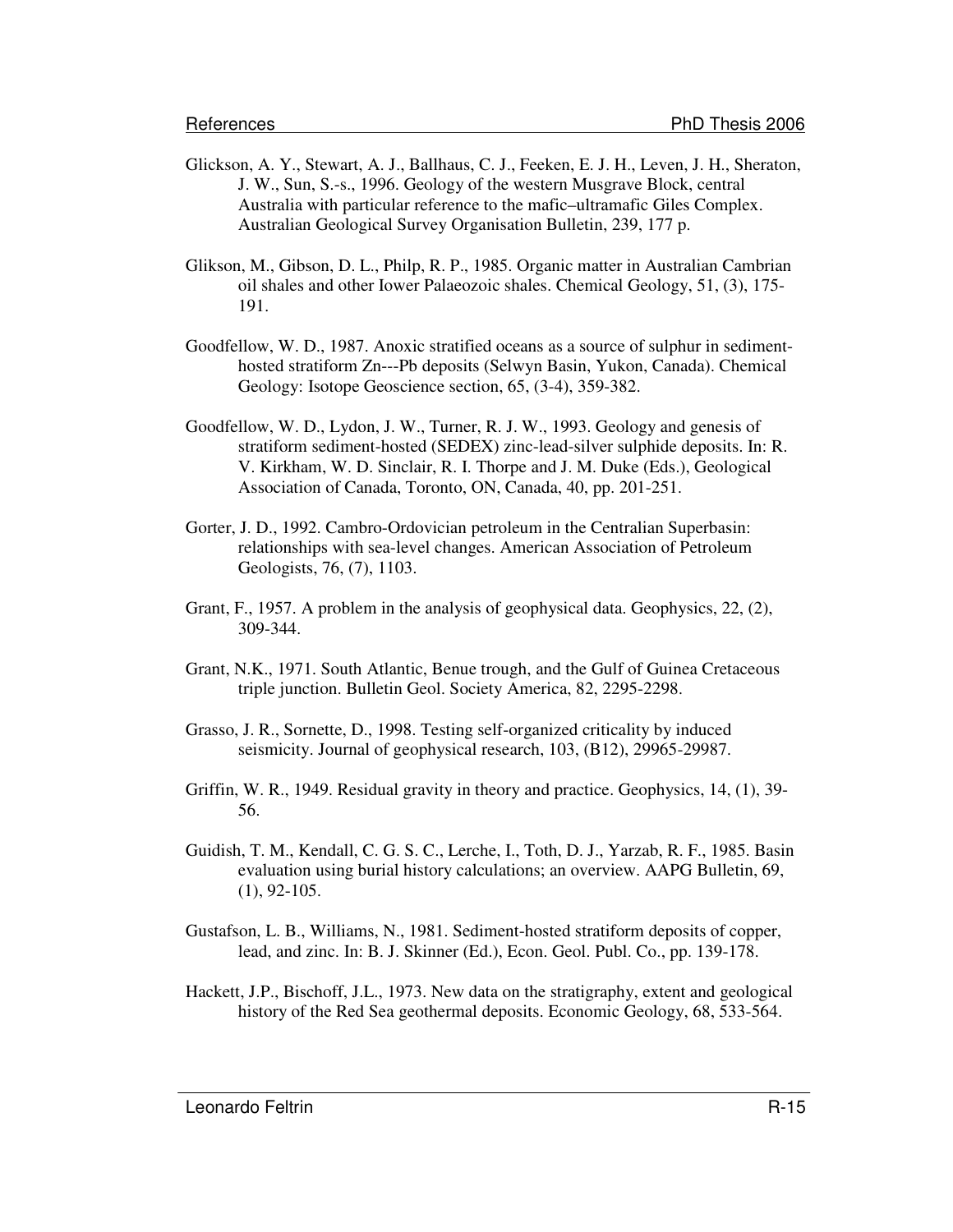Glickson, A. Y., Stewart, A. J., Ballhaus, C. J., Feeken, E. J. H., Leven, J. H., Sheraton, J. W., Sun, S.-s., 1996. Geology of the western Musgrave Block, central Australia with particular reference to the mafic–ultramafic Giles Complex. Australian Geological Survey Organisation Bulletin, 239, 177 p.

Glikson, M., Gibson, D. L., Philp, R. P., 1985. Organic matter in Australian Cambrian oil shales and other Iower Palaeozoic shales. Chemical Geology, 51, (3), 175-191.

Goodfellow, W. D., 1987. Anoxic stratified oceans as a source of sulphur in sediment-hosted stratiform Zn---Pb deposits (Selwyn Basin, Yukon, Canada). Chemical Geology: Isotope Geoscience section, 65, (3-4), 359-382.

Goodfellow, W. D., Lydon, J. W., Turner, R. J. W., 1993. Geology and genesis of stratiform sediment-hosted (SEDEX) zinc-lead-silver sulphide deposits. In: R. V. Kirkham, W. D. Sinclair, R. I. Thorpe and J. M. Duke (Eds.), Geological Association of Canada, Toronto, ON, Canada, 40, pp. 201-251.

Gorter, J. D., 1992. Cambro-Ordovician petroleum in the Centralian Superbasin: relationships with sea-level changes. American Association of Petroleum Geologists, 76, (7), 1103.

Grant, F., 1957. A problem in the analysis of geophysical data. Geophysics, 22, (2), 309-344.

Grant, N.K., 1971. South Atlantic, Benue trough, and the Gulf of Guinea Cretaceous triple junction. Bulletin Geol. Society America, 82, 2295-2298.

Grasso, J. R., Sornette, D., 1998. Testing self-organized criticality by induced seismicity. Journal of geophysical research, 103, (B12), 29965-29987.

Griffin, W. R., 1949. Residual gravity in theory and practice. Geophysics, 14, (1), 39-56.

Guidish, T. M., Kendall, C. G. S. C., Lerche, I., Toth, D. J., Yarzab, R. F., 1985. Basin evaluation using burial history calculations; an overview. AAPG Bulletin, 69, (1), 92-105.

Gustafson, L. B., Williams, N., 1981. Sediment-hosted stratiform deposits of copper, lead, and zinc. In: B. J. Skinner (Ed.), Econ. Geol. Publ. Co., pp. 139-178.

Hackett, J.P., Bischoff, J.L., 1973. New data on the stratigraphy, extent and geological history of the Red Sea geothermal deposits. Economic Geology, 68, 533-564.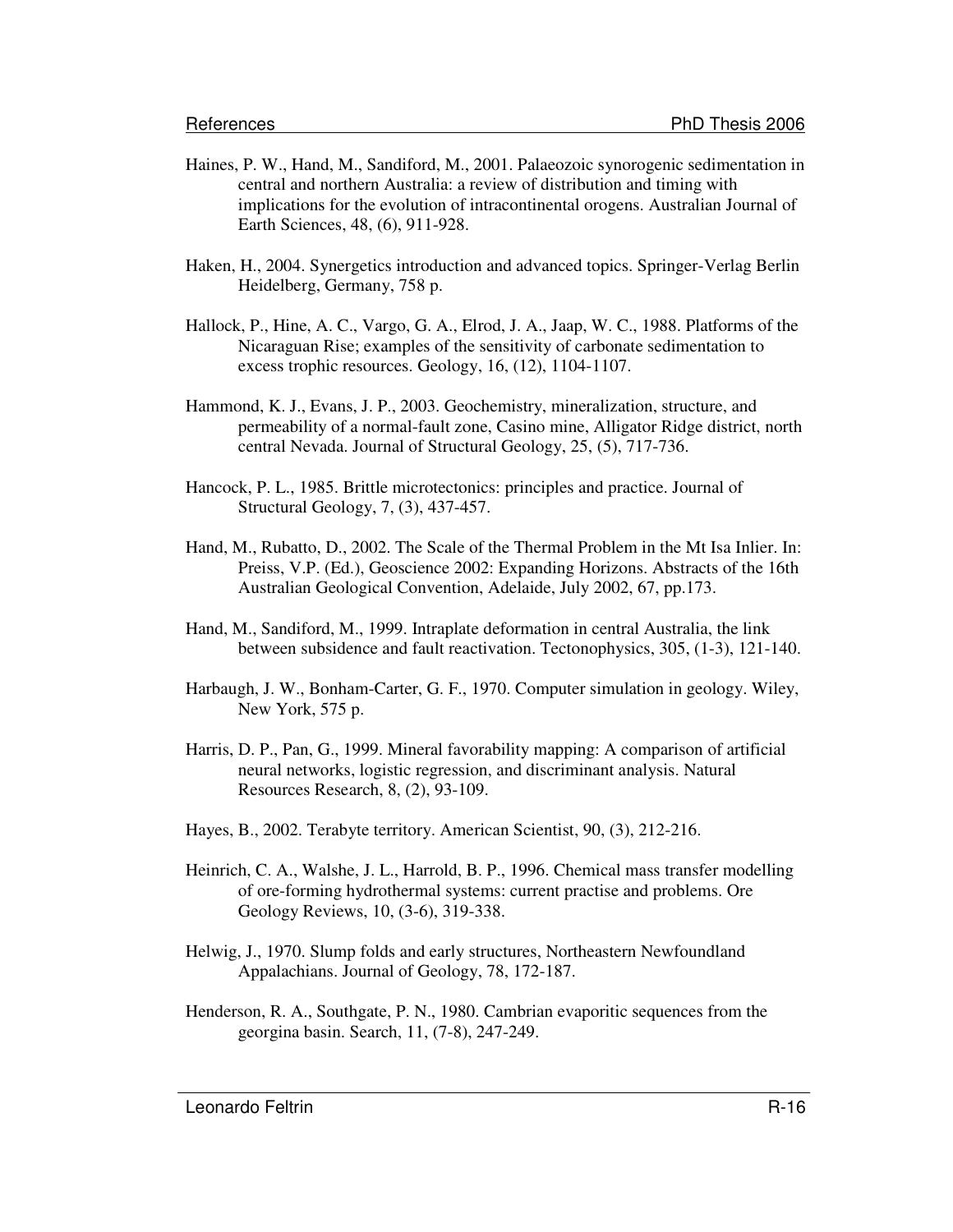Haines, P. W., Hand, M., Sandiford, M., 2001. Palaeozoic synorogenic sedimentation in central and northern Australia: a review of distribution and timing with implications for the evolution of intracontinental orogens. Australian Journal of Earth Sciences, 48, (6), 911-928.

Haken, H., 2004. Synergetics introduction and advanced topics. Springer-Verlag Berlin Heidelberg, Germany, 758 p.

Hallock, P., Hine, A. C., Vargo, G. A., Elrod, J. A., Jaap, W. C., 1988. Platforms of the Nicaraguan Rise; examples of the sensitivity of carbonate sedimentation to excess trophic resources. Geology, 16, (12), 1104-1107.

Hammond, K. J., Evans, J. P., 2003. Geochemistry, mineralization, structure, and permeability of a normal-fault zone, Casino mine, Alligator Ridge district, north central Nevada. Journal of Structural Geology, 25, (5), 717-736.

Hancock, P. L., 1985. Brittle microtectonics: principles and practice. Journal of Structural Geology, 7, (3), 437-457.

Hand, M., Rubatto, D., 2002. The Scale of the Thermal Problem in the Mt Isa Inlier. In: Preiss, V.P. (Ed.), Geoscience 2002: Expanding Horizons. Abstracts of the 16th Australian Geological Convention, Adelaide, July 2002, 67, pp.173.

Hand, M., Sandiford, M., 1999. Intraplate deformation in central Australia, the link between subsidence and fault reactivation. Tectonophysics, 305, (1-3), 121-140.

Harbaugh, J. W., Bonham-Carter, G. F., 1970. Computer simulation in geology. Wiley, New York, 575 p.

Harris, D. P., Pan, G., 1999. Mineral favorability mapping: A comparison of artificial neural networks, logistic regression, and discriminant analysis. Natural Resources Research, 8, (2), 93-109.

Hayes, B., 2002. Terabyte territory. American Scientist, 90, (3), 212-216.

Heinrich, C. A., Walshe, J. L., Harrold, B. P., 1996. Chemical mass transfer modelling of ore-forming hydrothermal systems: current practise and problems. Ore Geology Reviews, 10, (3-6), 319-338.

Helwig, J., 1970. Slump folds and early structures, Northeastern Newfoundland Appalachians. Journal of Geology, 78, 172-187.

Henderson, R. A., Southgate, P. N., 1980. Cambrian evaporitic sequences from the georgina basin. Search, 11, (7-8), 247-249.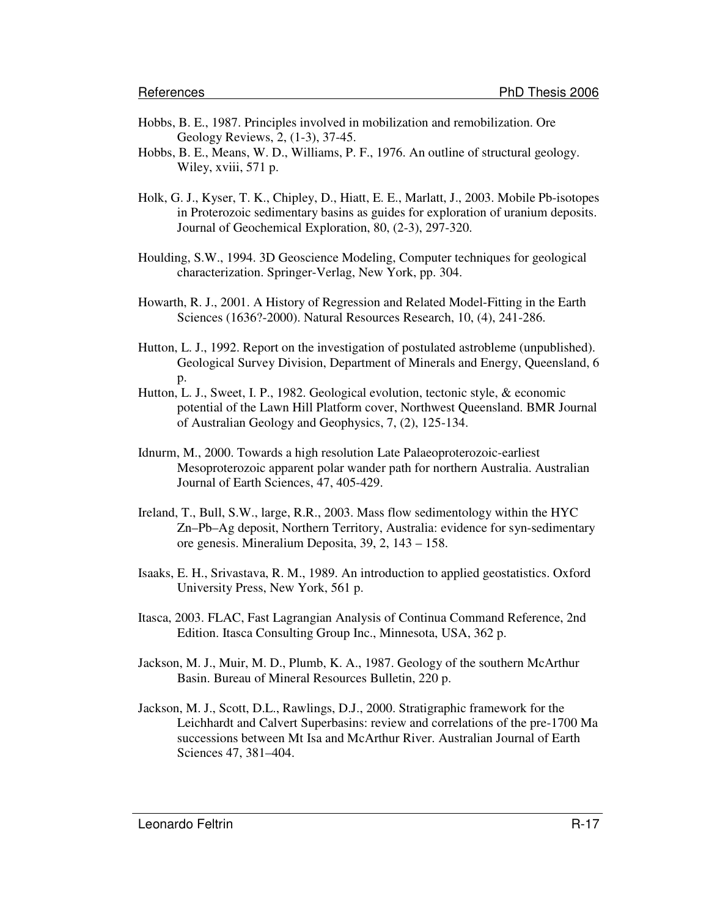Hobbs, B. E., 1987. Principles involved in mobilization and remobilization. Ore Geology Reviews, 2, (1-3), 37-45.

Hobbs, B. E., Means, W. D., Williams, P. F., 1976. An outline of structural geology. Wiley, xviii, 571 p.

Holk, G. J., Kyser, T. K., Chipley, D., Hiatt, E. E., Marlatt, J., 2003. Mobile Pb-isotopes in Proterozoic sedimentary basins as guides for exploration of uranium deposits. Journal of Geochemical Exploration, 80, (2-3), 297-320.

Houlding, S.W., 1994. 3D Geoscience Modeling, Computer techniques for geological characterization. Springer-Verlag, New York, pp. 304.

Howarth, R. J., 2001. A History of Regression and Related Model-Fitting in the Earth Sciences (1636?-2000). Natural Resources Research, 10, (4), 241-286.

Hutton, L. J., 1992. Report on the investigation of postulated astrobleme (unpublished). Geological Survey Division, Department of Minerals and Energy, Queensland, 6 p.

Hutton, L. J., Sweet, I. P., 1982. Geological evolution, tectonic style, & economic potential of the Lawn Hill Platform cover, Northwest Queensland. BMR Journal of Australian Geology and Geophysics, 7, (2), 125-134.

Idnurm, M., 2000. Towards a high resolution Late Palaeoproterozoic-earliest Mesoproterozoic apparent polar wander path for northern Australia. Australian Journal of Earth Sciences, 47, 405-429.

Ireland, T., Bull, S.W., large, R.R., 2003. Mass flow sedimentology within the HYC Zn–Pb–Ag deposit, Northern Territory, Australia: evidence for syn-sedimentary ore genesis. Mineralium Deposita, 39, 2, 143 – 158.

Isaaks, E. H., Srivastava, R. M., 1989. An introduction to applied geostatistics. Oxford University Press, New York, 561 p.

Itasca, 2003. FLAC, Fast Lagrangian Analysis of Continua Command Reference, 2nd Edition. Itasca Consulting Group Inc., Minnesota, USA, 362 p.

Jackson, M. J., Muir, M. D., Plumb, K. A., 1987. Geology of the southern McArthur Basin. Bureau of Mineral Resources Bulletin, 220 p.

Jackson, M. J., Scott, D.L., Rawlings, D.J., 2000. Stratigraphic framework for the Leichhardt and Calvert Superbasins: review and correlations of the pre-1700 Ma successions between Mt Isa and McArthur River. Australian Journal of Earth Sciences 47, 381–404.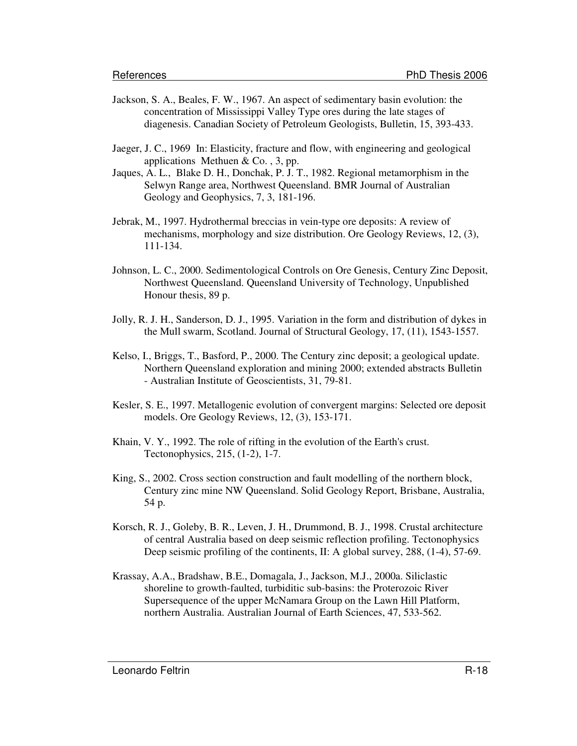Jackson, S. A., Beales, F. W., 1967. An aspect of sedimentary basin evolution: the concentration of Mississippi Valley Type ores during the late stages of diagenesis. Canadian Society of Petroleum Geologists, Bulletin, 15, 393-433.

Jaeger, J. C., 1969 In: Elasticity, fracture and flow, with engineering and geological applications Methuen & Co. , 3, pp.

Jaques, A. L., Blake D. H., Donchak, P. J. T., 1982. Regional metamorphism in the Selwyn Range area, Northwest Queensland. BMR Journal of Australian Geology and Geophysics, 7, 3, 181-196.

Jebrak, M., 1997. Hydrothermal breccias in vein-type ore deposits: A review of mechanisms, morphology and size distribution. Ore Geology Reviews, 12, (3), 111-134.

Johnson, L. C., 2000. Sedimentological Controls on Ore Genesis, Century Zinc Deposit, Northwest Queensland. Queensland University of Technology, Unpublished Honour thesis, 89 p.

Jolly, R. J. H., Sanderson, D. J., 1995. Variation in the form and distribution of dykes in the Mull swarm, Scotland. Journal of Structural Geology, 17, (11), 1543-1557.

Kelso, I., Briggs, T., Basford, P., 2000. The Century zinc deposit; a geological update. Northern Queensland exploration and mining 2000; extended abstracts Bulletin - Australian Institute of Geoscientists, 31, 79-81.

Kesler, S. E., 1997. Metallogenic evolution of convergent margins: Selected ore deposit models. Ore Geology Reviews, 12, (3), 153-171.

Khain, V. Y., 1992. The role of rifting in the evolution of the Earth's crust. Tectonophysics, 215, (1-2), 1-7.

King, S., 2002. Cross section construction and fault modelling of the northern block, Century zinc mine NW Queensland. Solid Geology Report, Brisbane, Australia, 54 p.

Korsch, R. J., Goleby, B. R., Leven, J. H., Drummond, B. J., 1998. Crustal architecture of central Australia based on deep seismic reflection profiling. Tectonophysics Deep seismic profiling of the continents, II: A global survey, 288, (1-4), 57-69.

Krassay, A.A., Bradshaw, B.E., Domagala, J., Jackson, M.J., 2000a. Siliclastic shoreline to growth-faulted, turbiditic sub-basins: the Proterozoic River Supersequence of the upper McNamara Group on the Lawn Hill Platform, northern Australia. Australian Journal of Earth Sciences, 47, 533-562.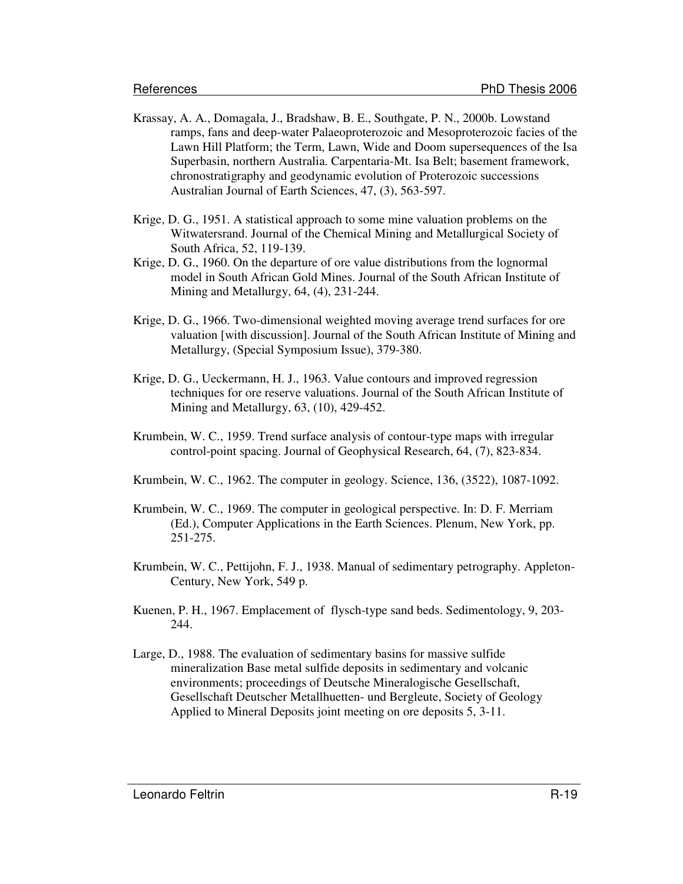Krassay, A. A., Domagala, J., Bradshaw, B. E., Southgate, P. N., 2000b. Lowstand ramps, fans and deep-water Palaeoproterozoic and Mesoproterozoic facies of the Lawn Hill Platform; the Term, Lawn, Wide and Doom supersequences of the Isa Superbasin, northern Australia. Carpentaria-Mt. Isa Belt; basement framework, chronostratigraphy and geodynamic evolution of Proterozoic successions Australian Journal of Earth Sciences, 47, (3), 563-597.

Krige, D. G., 1951. A statistical approach to some mine valuation problems on the Witwatersrand. Journal of the Chemical Mining and Metallurgical Society of South Africa, 52, 119-139.

Krige, D. G., 1960. On the departure of ore value distributions from the lognormal model in South African Gold Mines. Journal of the South African Institute of Mining and Metallurgy, 64, (4), 231-244.

Krige, D. G., 1966. Two-dimensional weighted moving average trend surfaces for ore valuation [with discussion]. Journal of the South African Institute of Mining and Metallurgy, (Special Symposium Issue), 379-380.

Krige, D. G., Ueckermann, H. J., 1963. Value contours and improved regression techniques for ore reserve valuations. Journal of the South African Institute of Mining and Metallurgy, 63, (10), 429-452.

Krumbein, W. C., 1959. Trend surface analysis of contour-type maps with irregular control-point spacing. Journal of Geophysical Research, 64, (7), 823-834.

Krumbein, W. C., 1962. The computer in geology. Science, 136, (3522), 1087-1092.

Krumbein, W. C., 1969. The computer in geological perspective. In: D. F. Merriam (Ed.), Computer Applications in the Earth Sciences. Plenum, New York, pp. 251-275.

Krumbein, W. C., Pettijohn, F. J., 1938. Manual of sedimentary petrography. Appleton-Century, New York, 549 p.

Kuenen, P. H., 1967. Emplacement of flysch-type sand beds. Sedimentology, 9, 203-244.

Large, D., 1988. The evaluation of sedimentary basins for massive sulfide mineralization Base metal sulfide deposits in sedimentary and volcanic environments; proceedings of Deutsche Mineralogische Gesellschaft, Gesellschaft Deutscher Metallhuetten- und Bergleute, Society of Geology Applied to Mineral Deposits joint meeting on ore deposits 5, 3-11.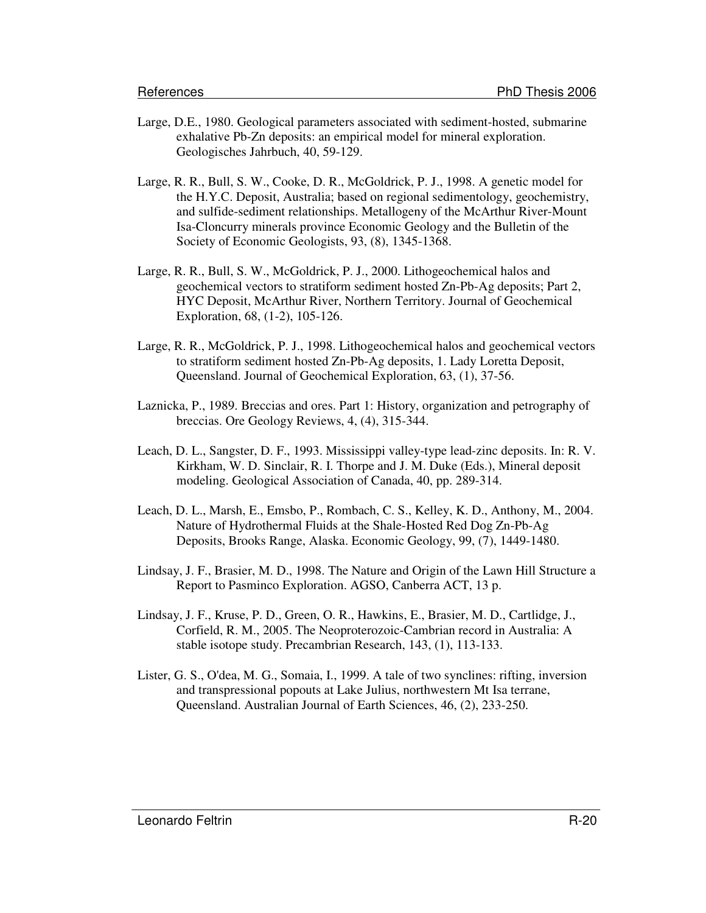Large, D.E., 1980. Geological parameters associated with sediment-hosted, submarine exhalative Pb-Zn deposits: an empirical model for mineral exploration. Geologisches Jahrbuch, 40, 59-129.

Large, R. R., Bull, S. W., Cooke, D. R., McGoldrick, P. J., 1998. A genetic model for the H.Y.C. Deposit, Australia; based on regional sedimentology, geochemistry, and sulfide-sediment relationships. Metallogeny of the McArthur River-Mount Isa-Cloncurry minerals province Economic Geology and the Bulletin of the Society of Economic Geologists, 93, (8), 1345-1368.

Large, R. R., Bull, S. W., McGoldrick, P. J., 2000. Lithogeochemical halos and geochemical vectors to stratiform sediment hosted Zn-Pb-Ag deposits; Part 2, HYC Deposit, McArthur River, Northern Territory. Journal of Geochemical Exploration, 68, (1-2), 105-126.

Large, R. R., McGoldrick, P. J., 1998. Lithogeochemical halos and geochemical vectors to stratiform sediment hosted Zn-Pb-Ag deposits, 1. Lady Loretta Deposit, Queensland. Journal of Geochemical Exploration, 63, (1), 37-56.

Laznicka, P., 1989. Breccias and ores. Part 1: History, organization and petrography of breccias. Ore Geology Reviews, 4, (4), 315-344.

Leach, D. L., Sangster, D. F., 1993. Mississippi valley-type lead-zinc deposits. In: R. V. Kirkham, W. D. Sinclair, R. I. Thorpe and J. M. Duke (Eds.), Mineral deposit modeling. Geological Association of Canada, 40, pp. 289-314.

Leach, D. L., Marsh, E., Emsbo, P., Rombach, C. S., Kelley, K. D., Anthony, M., 2004. Nature of Hydrothermal Fluids at the Shale-Hosted Red Dog Zn-Pb-Ag Deposits, Brooks Range, Alaska. Economic Geology, 99, (7), 1449-1480.

Lindsay, J. F., Brasier, M. D., 1998. The Nature and Origin of the Lawn Hill Structure a Report to Pasminco Exploration. AGSO, Canberra ACT, 13 p.

Lindsay, J. F., Kruse, P. D., Green, O. R., Hawkins, E., Brasier, M. D., Cartlidge, J., Corfield, R. M., 2005. The Neoproterozoic-Cambrian record in Australia: A stable isotope study. Precambrian Research, 143, (1), 113-133.

Lister, G. S., O'dea, M. G., Somaia, I., 1999. A tale of two synclines: rifting, inversion and transpressional popouts at Lake Julius, northwestern Mt Isa terrane, Queensland. Australian Journal of Earth Sciences, 46, (2), 233-250.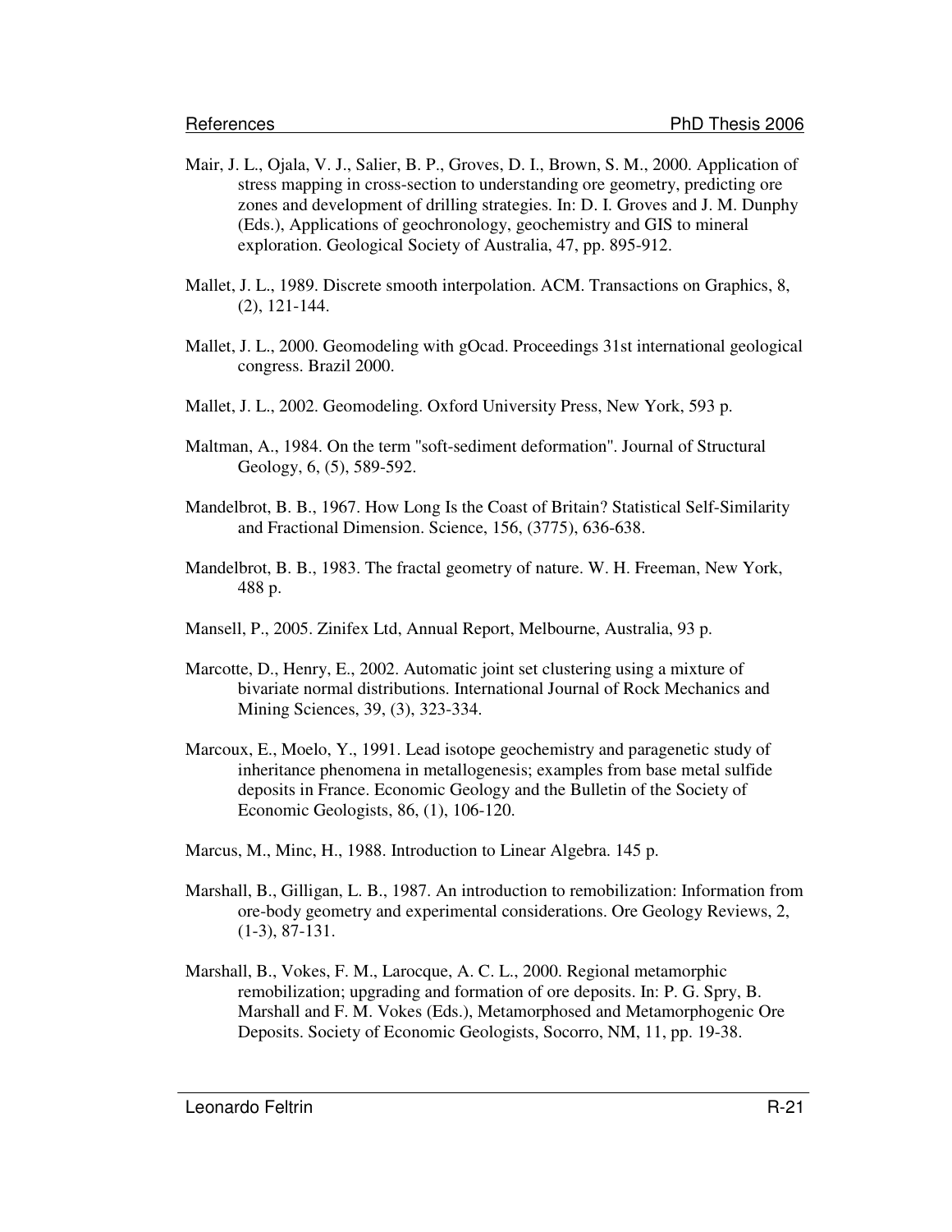Mair, J. L., Ojala, V. J., Salier, B. P., Groves, D. I., Brown, S. M., 2000. Application of stress mapping in cross-section to understanding ore geometry, predicting ore zones and development of drilling strategies. In: D. I. Groves and J. M. Dunphy (Eds.), Applications of geochronology, geochemistry and GIS to mineral exploration. Geological Society of Australia, 47, pp. 895-912.

Mallet, J. L., 1989. Discrete smooth interpolation. ACM. Transactions on Graphics, 8, (2), 121-144.

Mallet, J. L., 2000. Geomodeling with gOcad. Proceedings 31st international geological congress. Brazil 2000.

Mallet, J. L., 2002. Geomodeling. Oxford University Press, New York, 593 p.

Maltman, A., 1984. On the term "soft-sediment deformation". Journal of Structural Geology, 6, (5), 589-592.

Mandelbrot, B. B., 1967. How Long Is the Coast of Britain? Statistical Self-Similarity and Fractional Dimension. Science, 156, (3775), 636-638.

Mandelbrot, B. B., 1983. The fractal geometry of nature. W. H. Freeman, New York, 488 p.

Mansell, P., 2005. Zinifex Ltd, Annual Report, Melbourne, Australia, 93 p.

Marcotte, D., Henry, E., 2002. Automatic joint set clustering using a mixture of bivariate normal distributions. International Journal of Rock Mechanics and Mining Sciences, 39, (3), 323-334.

Marcoux, E., Moelo, Y., 1991. Lead isotope geochemistry and paragenetic study of inheritance phenomena in metallogenesis; examples from base metal sulfide deposits in France. Economic Geology and the Bulletin of the Society of Economic Geologists, 86, (1), 106-120.

Marcus, M., Minc, H., 1988. Introduction to Linear Algebra. 145 p.

Marshall, B., Gilligan, L. B., 1987. An introduction to remobilization: Information from ore-body geometry and experimental considerations. Ore Geology Reviews, 2, (1-3), 87-131.

Marshall, B., Vokes, F. M., Larocque, A. C. L., 2000. Regional metamorphic remobilization; upgrading and formation of ore deposits. In: P. G. Spry, B. Marshall and F. M. Vokes (Eds.), Metamorphosed and Metamorphogenic Ore Deposits. Society of Economic Geologists, Socorro, NM, 11, pp. 19-38.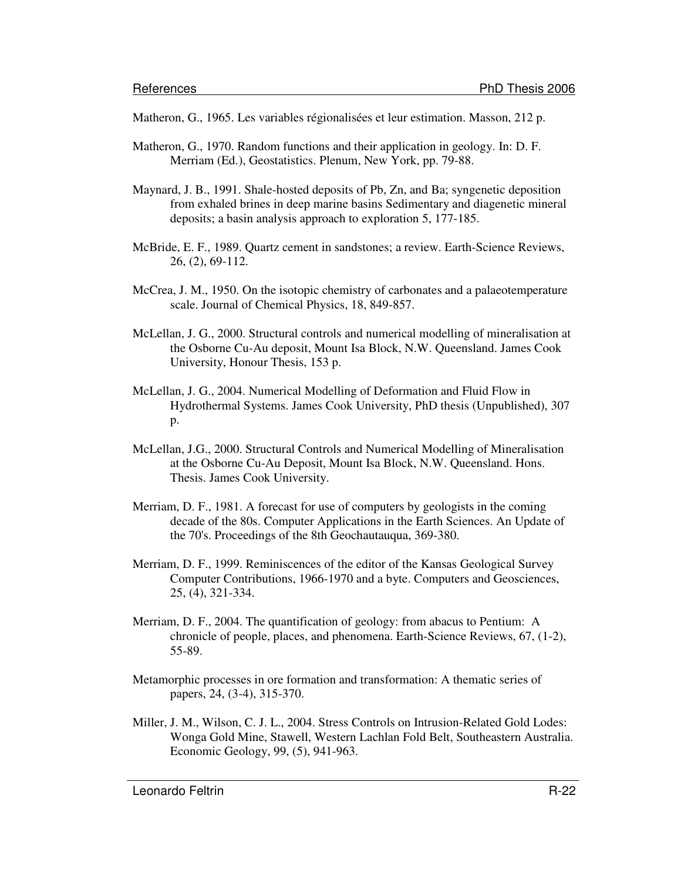Matheron, G., 1965. Les variables régionalisées et leur estimation. Masson, 212 p.

Matheron, G., 1970. Random functions and their application in geology. In: D. F. Merriam (Ed.), Geostatistics. Plenum, New York, pp. 79-88.

Maynard, J. B., 1991. Shale-hosted deposits of Pb, Zn, and Ba; syngenetic deposition from exhaled brines in deep marine basins Sedimentary and diagenetic mineral deposits; a basin analysis approach to exploration 5, 177-185.

McBride, E. F., 1989. Quartz cement in sandstones; a review. Earth-Science Reviews, 26, (2), 69-112.

McCrea, J. M., 1950. On the isotopic chemistry of carbonates and a palaeotemperature scale. Journal of Chemical Physics, 18, 849-857.

McLellan, J. G., 2000. Structural controls and numerical modelling of mineralisation at the Osborne Cu-Au deposit, Mount Isa Block, N.W. Queensland. James Cook University, Honour Thesis, 153 p.

McLellan, J. G., 2004. Numerical Modelling of Deformation and Fluid Flow in Hydrothermal Systems. James Cook University, PhD thesis (Unpublished), 307 p.

McLellan, J.G., 2000. Structural Controls and Numerical Modelling of Mineralisation at the Osborne Cu-Au Deposit, Mount Isa Block, N.W. Queensland. Hons. Thesis. James Cook University.

Merriam, D. F., 1981. A forecast for use of computers by geologists in the coming decade of the 80s. Computer Applications in the Earth Sciences. An Update of the 70's. Proceedings of the 8th Geochautauqua, 369-380.

Merriam, D. F., 1999. Reminiscences of the editor of the Kansas Geological Survey Computer Contributions, 1966-1970 and a byte. Computers and Geosciences, 25, (4), 321-334.

Merriam, D. F., 2004. The quantification of geology: from abacus to Pentium: A chronicle of people, places, and phenomena. Earth-Science Reviews, 67, (1-2), 55-89.

Metamorphic processes in ore formation and transformation: A thematic series of papers, 24, (3-4), 315-370.

Miller, J. M., Wilson, C. J. L., 2004. Stress Controls on Intrusion-Related Gold Lodes: Wonga Gold Mine, Stawell, Western Lachlan Fold Belt, Southeastern Australia. Economic Geology, 99, (5), 941-963.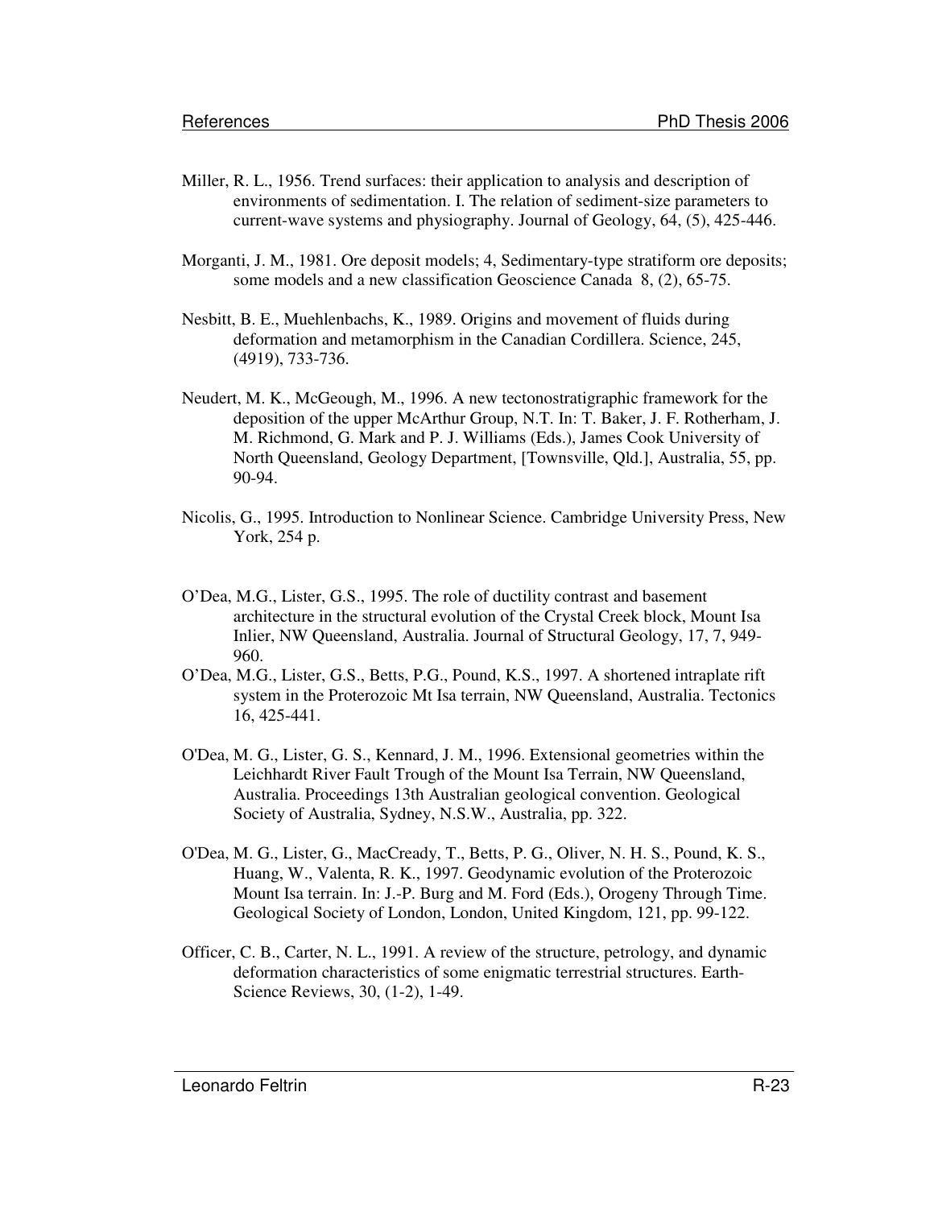Miller, R. L., 1956. Trend surfaces: their application to analysis and description of environments of sedimentation. I. The relation of sediment-size parameters to current-wave systems and physiography. Journal of Geology, 64, (5), 425-446.

Morganti, J. M., 1981. Ore deposit models; 4, Sedimentary-type stratiform ore deposits; some models and a new classification Geoscience Canada 8, (2), 65-75.

Nesbitt, B. E., Muehlenbachs, K., 1989. Origins and movement of fluids during deformation and metamorphism in the Canadian Cordillera. Science, 245, (4919), 733-736.

Neudert, M. K., McGeough, M., 1996. A new tectonostratigraphic framework for the deposition of the upper McArthur Group, N.T. In: T. Baker, J. F. Rotherham, J. M. Richmond, G. Mark and P. J. Williams (Eds.), James Cook University of North Queensland, Geology Department, [Townsville, Qld.], Australia, 55, pp. 90-94.

Nicolis, G., 1995. Introduction to Nonlinear Science. Cambridge University Press, New York, 254 p.

O'Dea, M.G., Lister, G.S., 1995. The role of ductility contrast and basement architecture in the structural evolution of the Crystal Creek block, Mount Isa Inlier, NW Queensland, Australia. Journal of Structural Geology, 17, 7, 949-960.

O'Dea, M.G., Lister, G.S., Betts, P.G., Pound, K.S., 1997. A shortened intraplate rift system in the Proterozoic Mt Isa terrain, NW Queensland, Australia. Tectonics 16, 425-441.

O'Dea, M. G., Lister, G. S., Kennard, J. M., 1996. Extensional geometries within the Leichhardt River Fault Trough of the Mount Isa Terrain, NW Queensland, Australia. Proceedings 13th Australian geological convention. Geological Society of Australia, Sydney, N.S.W., Australia, pp. 322.

O'Dea, M. G., Lister, G., MacCready, T., Betts, P. G., Oliver, N. H. S., Pound, K. S., Huang, W., Valenta, R. K., 1997. Geodynamic evolution of the Proterozoic Mount Isa terrain. In: J.-P. Burg and M. Ford (Eds.), Orogeny Through Time. Geological Society of London, London, United Kingdom, 121, pp. 99-122.

Officer, C. B., Carter, N. L., 1991. A review of the structure, petrology, and dynamic deformation characteristics of some enigmatic terrestrial structures. Earth-Science Reviews, 30, (1-2), 1-49.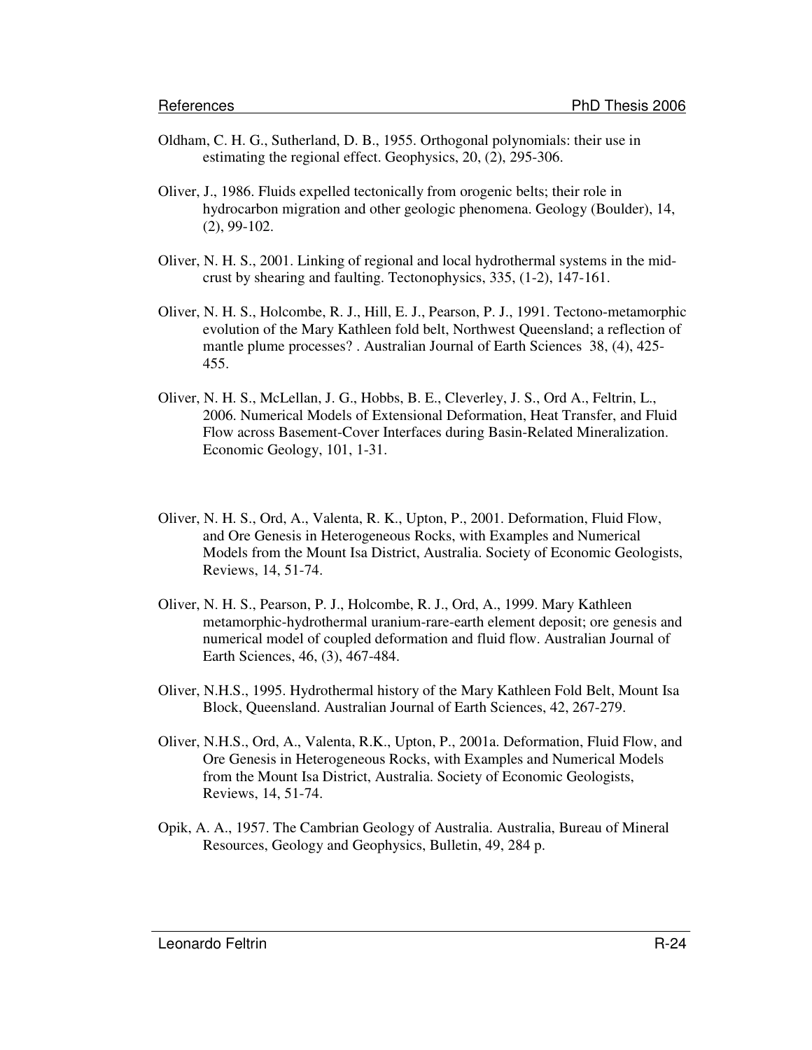Oldham, C. H. G., Sutherland, D. B., 1955. Orthogonal polynomials: their use in estimating the regional effect. Geophysics, 20, (2), 295-306.

Oliver, J., 1986. Fluids expelled tectonically from orogenic belts; their role in hydrocarbon migration and other geologic phenomena. Geology (Boulder), 14, (2), 99-102.

Oliver, N. H. S., 2001. Linking of regional and local hydrothermal systems in the mid-crust by shearing and faulting. Tectonophysics, 335, (1-2), 147-161.

Oliver, N. H. S., Holcombe, R. J., Hill, E. J., Pearson, P. J., 1991. Tectono-metamorphic evolution of the Mary Kathleen fold belt, Northwest Queensland; a reflection of mantle plume processes? . Australian Journal of Earth Sciences 38, (4), 425-455.

Oliver, N. H. S., McLellan, J. G., Hobbs, B. E., Cleverley, J. S., Ord A., Feltrin, L., 2006. Numerical Models of Extensional Deformation, Heat Transfer, and Fluid Flow across Basement-Cover Interfaces during Basin-Related Mineralization. Economic Geology, 101, 1-31.

Oliver, N. H. S., Ord, A., Valenta, R. K., Upton, P., 2001. Deformation, Fluid Flow, and Ore Genesis in Heterogeneous Rocks, with Examples and Numerical Models from the Mount Isa District, Australia. Society of Economic Geologists, Reviews, 14, 51-74.

Oliver, N. H. S., Pearson, P. J., Holcombe, R. J., Ord, A., 1999. Mary Kathleen metamorphic-hydrothermal uranium-rare-earth element deposit; ore genesis and numerical model of coupled deformation and fluid flow. Australian Journal of Earth Sciences, 46, (3), 467-484.

Oliver, N.H.S., 1995. Hydrothermal history of the Mary Kathleen Fold Belt, Mount Isa Block, Queensland. Australian Journal of Earth Sciences, 42, 267-279.

Oliver, N.H.S., Ord, A., Valenta, R.K., Upton, P., 2001a. Deformation, Fluid Flow, and Ore Genesis in Heterogeneous Rocks, with Examples and Numerical Models from the Mount Isa District, Australia. Society of Economic Geologists, Reviews, 14, 51-74.

Opik, A. A., 1957. The Cambrian Geology of Australia. Australia, Bureau of Mineral Resources, Geology and Geophysics, Bulletin, 49, 284 p.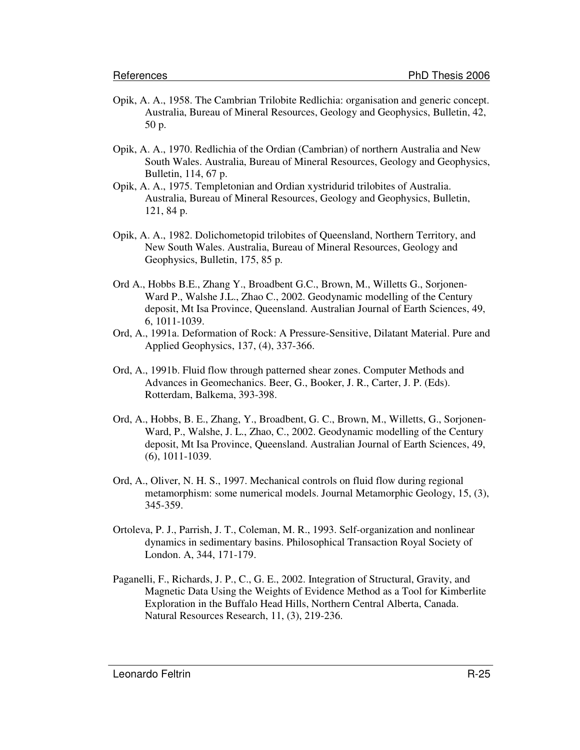Opik, A. A., 1958. The Cambrian Trilobite Redlichia: organisation and generic concept. Australia, Bureau of Mineral Resources, Geology and Geophysics, Bulletin, 42, 50 p.

Opik, A. A., 1970. Redlichia of the Ordian (Cambrian) of northern Australia and New South Wales. Australia, Bureau of Mineral Resources, Geology and Geophysics, Bulletin, 114, 67 p.

Opik, A. A., 1975. Templetonian and Ordian xystridurid trilobites of Australia. Australia, Bureau of Mineral Resources, Geology and Geophysics, Bulletin, 121, 84 p.

Opik, A. A., 1982. Dolichometopid trilobites of Queensland, Northern Territory, and New South Wales. Australia, Bureau of Mineral Resources, Geology and Geophysics, Bulletin, 175, 85 p.

Ord A., Hobbs B.E., Zhang Y., Broadbent G.C., Brown, M., Willetts G., Sorjonen-Ward P., Walshe J.L., Zhao C., 2002. Geodynamic modelling of the Century deposit, Mt Isa Province, Queensland. Australian Journal of Earth Sciences, 49, 6, 1011-1039.

Ord, A., 1991a. Deformation of Rock: A Pressure-Sensitive, Dilatant Material. Pure and Applied Geophysics, 137, (4), 337-366.

Ord, A., 1991b. Fluid flow through patterned shear zones. Computer Methods and Advances in Geomechanics. Beer, G., Booker, J. R., Carter, J. P. (Eds). Rotterdam, Balkema, 393-398.

Ord, A., Hobbs, B. E., Zhang, Y., Broadbent, G. C., Brown, M., Willetts, G., Sorjonen-Ward, P., Walshe, J. L., Zhao, C., 2002. Geodynamic modelling of the Century deposit, Mt Isa Province, Queensland. Australian Journal of Earth Sciences, 49, (6), 1011-1039.

Ord, A., Oliver, N. H. S., 1997. Mechanical controls on fluid flow during regional metamorphism: some numerical models. Journal Metamorphic Geology, 15, (3), 345-359.

Ortoleva, P. J., Parrish, J. T., Coleman, M. R., 1993. Self-organization and nonlinear dynamics in sedimentary basins. Philosophical Transaction Royal Society of London. A, 344, 171-179.

Paganelli, F., Richards, J. P., C., G. E., 2002. Integration of Structural, Gravity, and Magnetic Data Using the Weights of Evidence Method as a Tool for Kimberlite Exploration in the Buffalo Head Hills, Northern Central Alberta, Canada. Natural Resources Research, 11, (3), 219-236.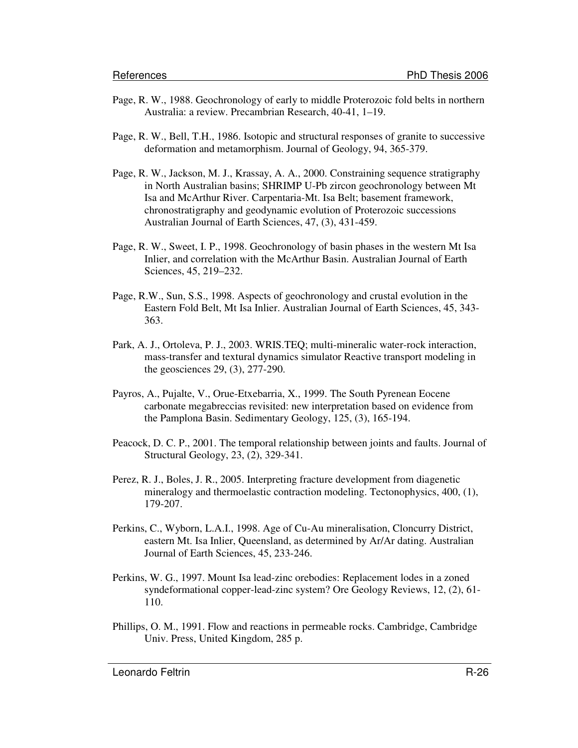Page, R. W., 1988. Geochronology of early to middle Proterozoic fold belts in northern Australia: a review. Precambrian Research, 40-41, 1–19.

Page, R. W., Bell, T.H., 1986. Isotopic and structural responses of granite to successive deformation and metamorphism. Journal of Geology, 94, 365-379.

Page, R. W., Jackson, M. J., Krassay, A. A., 2000. Constraining sequence stratigraphy in North Australian basins; SHRIMP U-Pb zircon geochronology between Mt Isa and McArthur River. Carpentaria-Mt. Isa Belt; basement framework, chronostratigraphy and geodynamic evolution of Proterozoic successions Australian Journal of Earth Sciences, 47, (3), 431-459.

Page, R. W., Sweet, I. P., 1998. Geochronology of basin phases in the western Mt Isa Inlier, and correlation with the McArthur Basin. Australian Journal of Earth Sciences, 45, 219–232.

Page, R.W., Sun, S.S., 1998. Aspects of geochronology and crustal evolution in the Eastern Fold Belt, Mt Isa Inlier. Australian Journal of Earth Sciences, 45, 343-363.

Park, A. J., Ortoleva, P. J., 2003. WRIS.TEQ; multi-mineralic water-rock interaction, mass-transfer and textural dynamics simulator Reactive transport modeling in the geosciences 29, (3), 277-290.

Payros, A., Pujalte, V., Orue-Etxebarria, X., 1999. The South Pyrenean Eocene carbonate megabreccias revisited: new interpretation based on evidence from the Pamplona Basin. Sedimentary Geology, 125, (3), 165-194.

Peacock, D. C. P., 2001. The temporal relationship between joints and faults. Journal of Structural Geology, 23, (2), 329-341.

Perez, R. J., Boles, J. R., 2005. Interpreting fracture development from diagenetic mineralogy and thermoelastic contraction modeling. Tectonophysics, 400, (1), 179-207.

Perkins, C., Wyborn, L.A.I., 1998. Age of Cu-Au mineralisation, Cloncurry District, eastern Mt. Isa Inlier, Queensland, as determined by Ar/Ar dating. Australian Journal of Earth Sciences, 45, 233-246.

Perkins, W. G., 1997. Mount Isa lead-zinc orebodies: Replacement lodes in a zoned syndeformational copper-lead-zinc system? Ore Geology Reviews, 12, (2), 61-110.

Phillips, O. M., 1991. Flow and reactions in permeable rocks. Cambridge, Cambridge Univ. Press, United Kingdom, 285 p.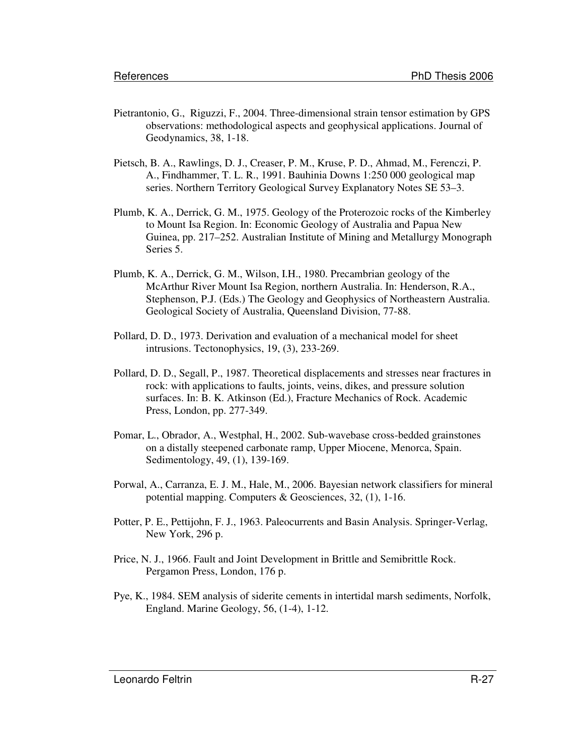Pietrantonio, G., Riguzzi, F., 2004. Three-dimensional strain tensor estimation by GPS observations: methodological aspects and geophysical applications. Journal of Geodynamics, 38, 1-18.

Pietsch, B. A., Rawlings, D. J., Creaser, P. M., Kruse, P. D., Ahmad, M., Ferenczi, P. A., Findhammer, T. L. R., 1991. Bauhinia Downs 1:250 000 geological map series. Northern Territory Geological Survey Explanatory Notes SE 53–3.

Plumb, K. A., Derrick, G. M., 1975. Geology of the Proterozoic rocks of the Kimberley to Mount Isa Region. In: Economic Geology of Australia and Papua New Guinea, pp. 217–252. Australian Institute of Mining and Metallurgy Monograph Series 5.

Plumb, K. A., Derrick, G. M., Wilson, I.H., 1980. Precambrian geology of the McArthur River Mount Isa Region, northern Australia. In: Henderson, R.A., Stephenson, P.J. (Eds.) The Geology and Geophysics of Northeastern Australia. Geological Society of Australia, Queensland Division, 77-88.

Pollard, D. D., 1973. Derivation and evaluation of a mechanical model for sheet intrusions. Tectonophysics, 19, (3), 233-269.

Pollard, D. D., Segall, P., 1987. Theoretical displacements and stresses near fractures in rock: with applications to faults, joints, veins, dikes, and pressure solution surfaces. In: B. K. Atkinson (Ed.), Fracture Mechanics of Rock. Academic Press, London, pp. 277-349.

Pomar, L., Obrador, A., Westphal, H., 2002. Sub-wavebase cross-bedded grainstones on a distally steepened carbonate ramp, Upper Miocene, Menorca, Spain. Sedimentology, 49, (1), 139-169.

Porwal, A., Carranza, E. J. M., Hale, M., 2006. Bayesian network classifiers for mineral potential mapping. Computers & Geosciences, 32, (1), 1-16.

Potter, P. E., Pettijohn, F. J., 1963. Paleocurrents and Basin Analysis. Springer-Verlag, New York, 296 p.

Price, N. J., 1966. Fault and Joint Development in Brittle and Semibrittle Rock. Pergamon Press, London, 176 p.

Pye, K., 1984. SEM analysis of siderite cements in intertidal marsh sediments, Norfolk, England. Marine Geology, 56, (1-4), 1-12.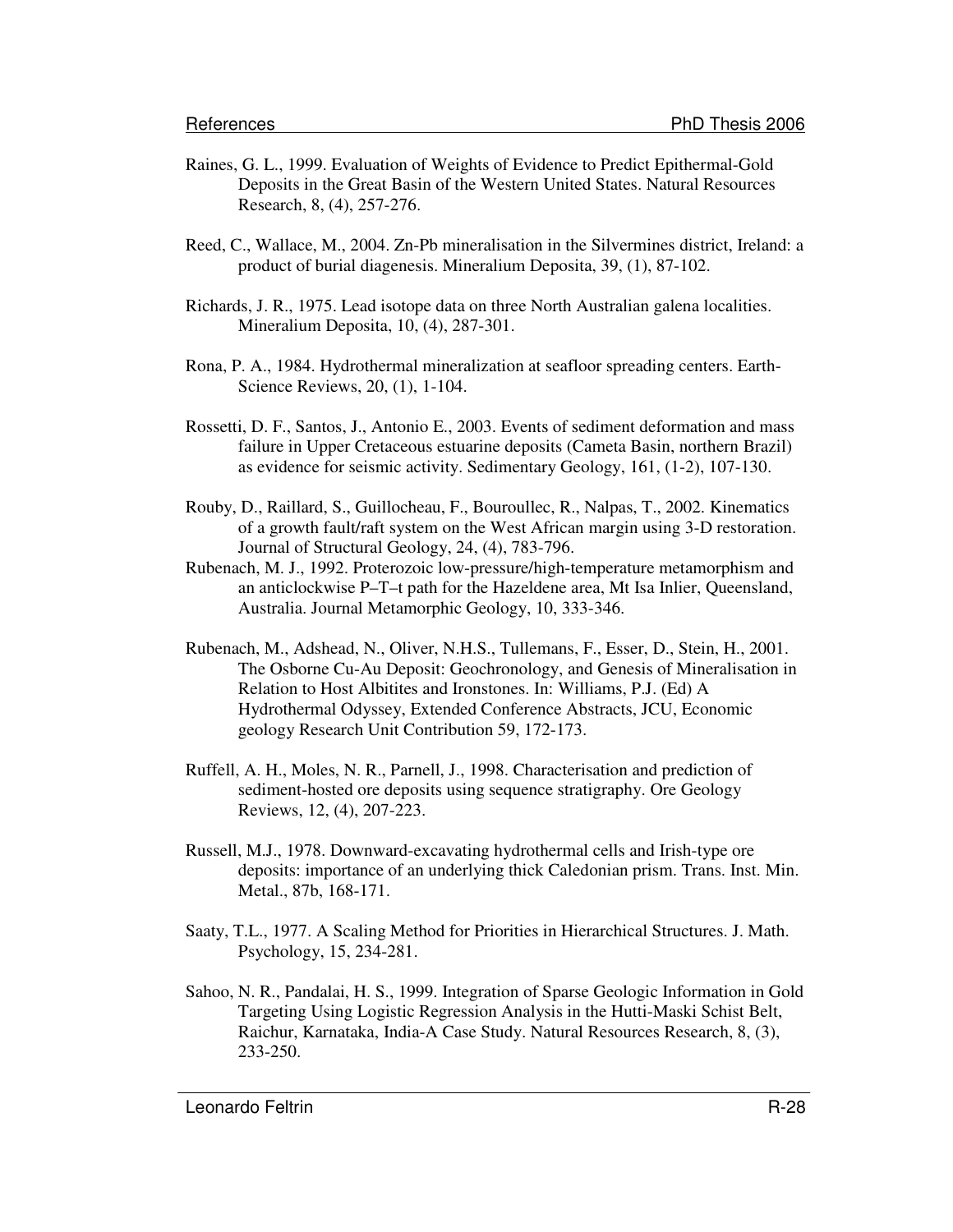Raines, G. L., 1999. Evaluation of Weights of Evidence to Predict Epithermal-Gold Deposits in the Great Basin of the Western United States. Natural Resources Research, 8, (4), 257-276.

Reed, C., Wallace, M., 2004. Zn-Pb mineralisation in the Silvermines district, Ireland: a product of burial diagenesis. Mineralium Deposita, 39, (1), 87-102.

Richards, J. R., 1975. Lead isotope data on three North Australian galena localities. Mineralium Deposita, 10, (4), 287-301.

Rona, P. A., 1984. Hydrothermal mineralization at seafloor spreading centers. Earth-Science Reviews, 20, (1), 1-104.

Rossetti, D. F., Santos, J., Antonio E., 2003. Events of sediment deformation and mass failure in Upper Cretaceous estuarine deposits (Cameta Basin, northern Brazil) as evidence for seismic activity. Sedimentary Geology, 161, (1-2), 107-130.

Rouby, D., Raillard, S., Guillocheau, F., Bouroullec, R., Nalpas, T., 2002. Kinematics of a growth fault/raft system on the West African margin using 3-D restoration. Journal of Structural Geology, 24, (4), 783-796.

Rubenach, M. J., 1992. Proterozoic low-pressure/high-temperature metamorphism and an anticlockwise P–T–t path for the Hazeldene area, Mt Isa Inlier, Queensland, Australia. Journal Metamorphic Geology, 10, 333-346.

Rubenach, M., Adshead, N., Oliver, N.H.S., Tullemans, F., Esser, D., Stein, H., 2001. The Osborne Cu-Au Deposit: Geochronology, and Genesis of Mineralisation in Relation to Host Albitites and Ironstones. In: Williams, P.J. (Ed) A Hydrothermal Odyssey, Extended Conference Abstracts, JCU, Economic geology Research Unit Contribution 59, 172-173.

Ruffell, A. H., Moles, N. R., Parnell, J., 1998. Characterisation and prediction of sediment-hosted ore deposits using sequence stratigraphy. Ore Geology Reviews, 12, (4), 207-223.

Russell, M.J., 1978. Downward-excavating hydrothermal cells and Irish-type ore deposits: importance of an underlying thick Caledonian prism. Trans. Inst. Min. Metal., 87b, 168-171.

Saaty, T.L., 1977. A Scaling Method for Priorities in Hierarchical Structures. J. Math. Psychology, 15, 234-281.

Sahoo, N. R., Pandalai, H. S., 1999. Integration of Sparse Geologic Information in Gold Targeting Using Logistic Regression Analysis in the Hutti-Maski Schist Belt, Raichur, Karnataka, India-A Case Study. Natural Resources Research, 8, (3), 233-250.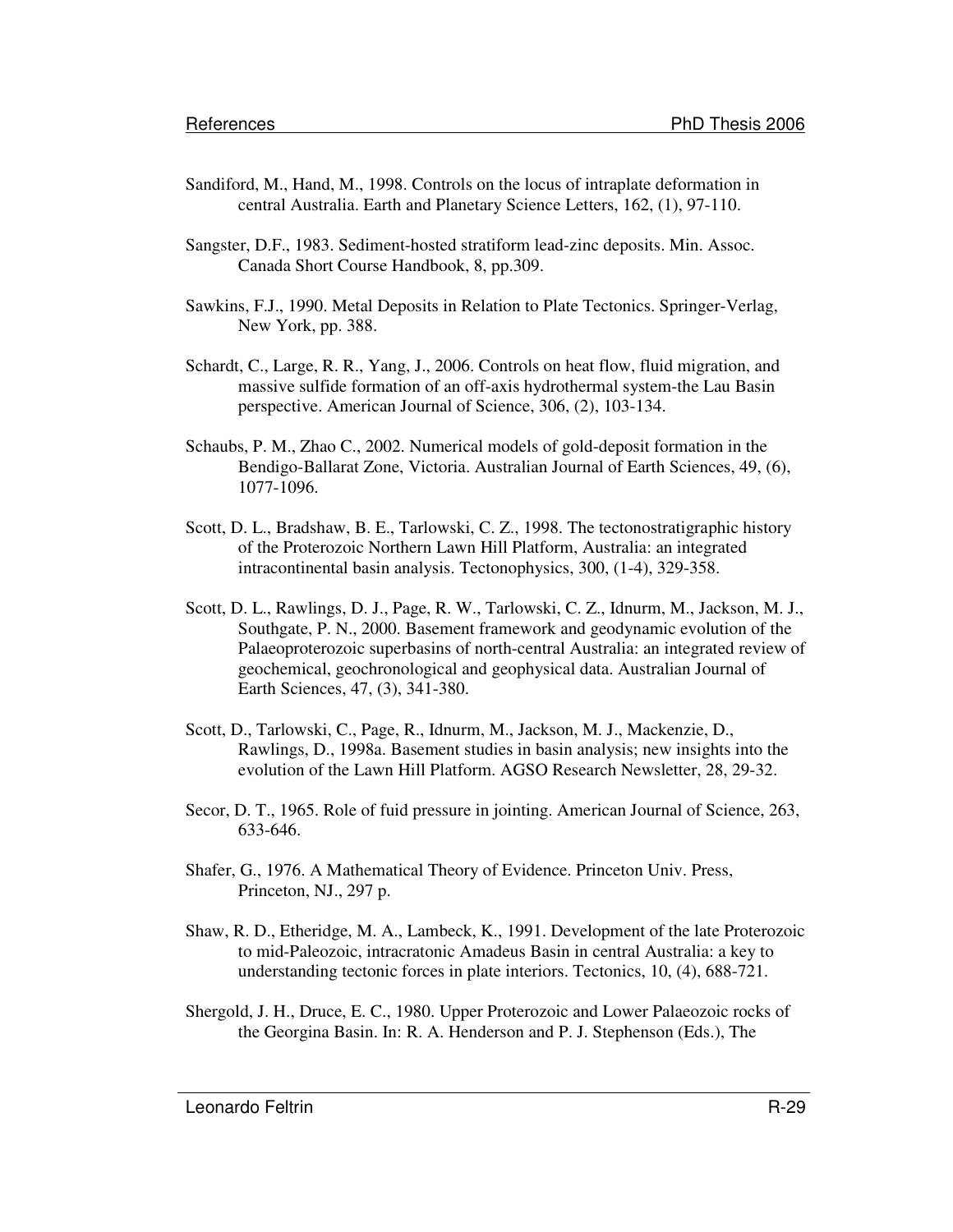Sandiford, M., Hand, M., 1998. Controls on the locus of intraplate deformation in central Australia. Earth and Planetary Science Letters, 162, (1), 97-110.

Sangster, D.F., 1983. Sediment-hosted stratiform lead-zinc deposits. Min. Assoc. Canada Short Course Handbook, 8, pp.309.

Sawkins, F.J., 1990. Metal Deposits in Relation to Plate Tectonics. Springer-Verlag, New York, pp. 388.

Schardt, C., Large, R. R., Yang, J., 2006. Controls on heat flow, fluid migration, and massive sulfide formation of an off-axis hydrothermal system-the Lau Basin perspective. American Journal of Science, 306, (2), 103-134.

Schaubs, P. M., Zhao C., 2002. Numerical models of gold-deposit formation in the Bendigo-Ballarat Zone, Victoria. Australian Journal of Earth Sciences, 49, (6), 1077-1096.

Scott, D. L., Bradshaw, B. E., Tarlowski, C. Z., 1998. The tectonostratigraphic history of the Proterozoic Northern Lawn Hill Platform, Australia: an integrated intracontinental basin analysis. Tectonophysics, 300, (1-4), 329-358.

Scott, D. L., Rawlings, D. J., Page, R. W., Tarlowski, C. Z., Idnurm, M., Jackson, M. J., Southgate, P. N., 2000. Basement framework and geodynamic evolution of the Palaeoproterozoic superbasins of north-central Australia: an integrated review of geochemical, geochronological and geophysical data. Australian Journal of Earth Sciences, 47, (3), 341-380.

Scott, D., Tarlowski, C., Page, R., Idnurm, M., Jackson, M. J., Mackenzie, D., Rawlings, D., 1998a. Basement studies in basin analysis; new insights into the evolution of the Lawn Hill Platform. AGSO Research Newsletter, 28, 29-32.

Secor, D. T., 1965. Role of fuid pressure in jointing. American Journal of Science, 263, 633-646.

Shafer, G., 1976. A Mathematical Theory of Evidence. Princeton Univ. Press, Princeton, NJ., 297 p.

Shaw, R. D., Etheridge, M. A., Lambeck, K., 1991. Development of the late Proterozoic to mid-Paleozoic, intracratonic Amadeus Basin in central Australia: a key to understanding tectonic forces in plate interiors. Tectonics, 10, (4), 688-721.

Shergold, J. H., Druce, E. C., 1980. Upper Proterozoic and Lower Palaeozoic rocks of the Georgina Basin. In: R. A. Henderson and P. J. Stephenson (Eds.), The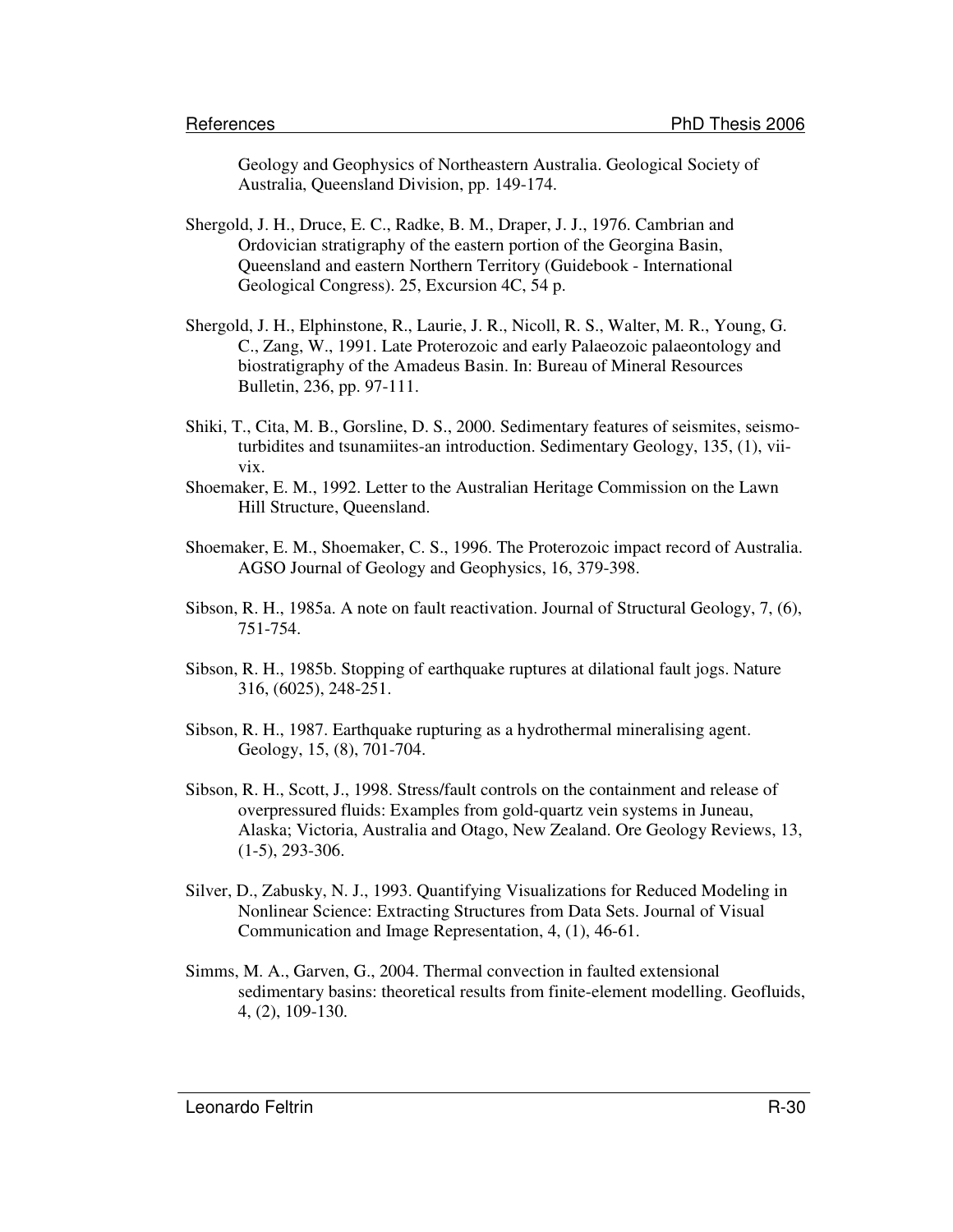Geology and Geophysics of Northeastern Australia. Geological Society of Australia, Queensland Division, pp. 149-174.

Shergold, J. H., Druce, E. C., Radke, B. M., Draper, J. J., 1976. Cambrian and Ordovician stratigraphy of the eastern portion of the Georgina Basin, Queensland and eastern Northern Territory (Guidebook - International Geological Congress). 25, Excursion 4C, 54 p.

Shergold, J. H., Elphinstone, R., Laurie, J. R., Nicoll, R. S., Walter, M. R., Young, G. C., Zang, W., 1991. Late Proterozoic and early Palaeozoic palaeontology and biostratigraphy of the Amadeus Basin. In: Bureau of Mineral Resources Bulletin, 236, pp. 97-111.

Shiki, T., Cita, M. B., Gorsline, D. S., 2000. Sedimentary features of seismites, seismo-turbidites and tsunamiites-an introduction. Sedimentary Geology, 135, (1), vii-vix.

Shoemaker, E. M., 1992. Letter to the Australian Heritage Commission on the Lawn Hill Structure, Queensland.

Shoemaker, E. M., Shoemaker, C. S., 1996. The Proterozoic impact record of Australia. AGSO Journal of Geology and Geophysics, 16, 379-398.

Sibson, R. H., 1985a. A note on fault reactivation. Journal of Structural Geology, 7, (6), 751-754.

Sibson, R. H., 1985b. Stopping of earthquake ruptures at dilational fault jogs. Nature 316, (6025), 248-251.

Sibson, R. H., 1987. Earthquake rupturing as a hydrothermal mineralising agent. Geology, 15, (8), 701-704.

Sibson, R. H., Scott, J., 1998. Stress/fault controls on the containment and release of overpressured fluids: Examples from gold-quartz vein systems in Juneau, Alaska; Victoria, Australia and Otago, New Zealand. Ore Geology Reviews, 13, (1-5), 293-306.

Silver, D., Zabusky, N. J., 1993. Quantifying Visualizations for Reduced Modeling in Nonlinear Science: Extracting Structures from Data Sets. Journal of Visual Communication and Image Representation, 4, (1), 46-61.

Simms, M. A., Garven, G., 2004. Thermal convection in faulted extensional sedimentary basins: theoretical results from finite-element modelling. Geofluids, 4, (2), 109-130.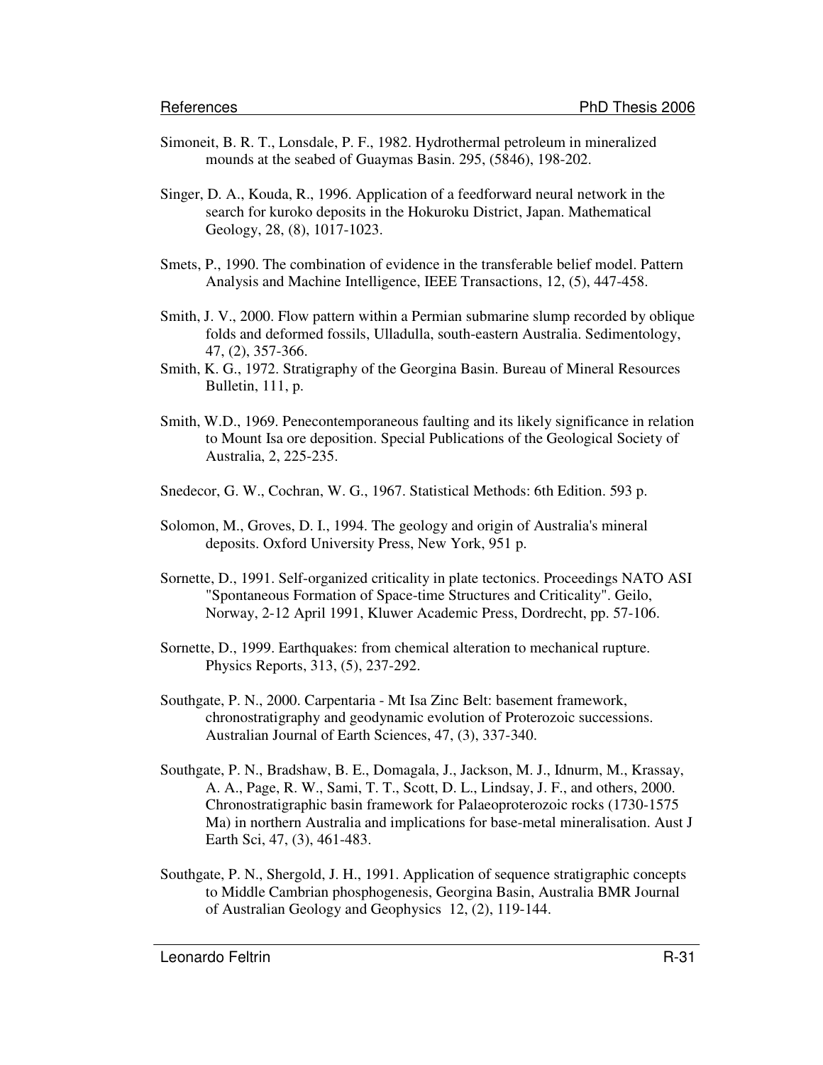Simoneit, B. R. T., Lonsdale, P. F., 1982. Hydrothermal petroleum in mineralized mounds at the seabed of Guaymas Basin. 295, (5846), 198-202.

Singer, D. A., Kouda, R., 1996. Application of a feedforward neural network in the search for kuroko deposits in the Hokuroku District, Japan. Mathematical Geology, 28, (8), 1017-1023.

Smets, P., 1990. The combination of evidence in the transferable belief model. Pattern Analysis and Machine Intelligence, IEEE Transactions, 12, (5), 447-458.

Smith, J. V., 2000. Flow pattern within a Permian submarine slump recorded by oblique folds and deformed fossils, Ulladulla, south-eastern Australia. Sedimentology, 47, (2), 357-366.

Smith, K. G., 1972. Stratigraphy of the Georgina Basin. Bureau of Mineral Resources Bulletin, 111, p.

Smith, W.D., 1969. Penecontemporaneous faulting and its likely significance in relation to Mount Isa ore deposition. Special Publications of the Geological Society of Australia, 2, 225-235.

Snedecor, G. W., Cochran, W. G., 1967. Statistical Methods: 6th Edition. 593 p.

Solomon, M., Groves, D. I., 1994. The geology and origin of Australia's mineral deposits. Oxford University Press, New York, 951 p.

Sornette, D., 1991. Self-organized criticality in plate tectonics. Proceedings NATO ASI "Spontaneous Formation of Space-time Structures and Criticality". Geilo, Norway, 2-12 April 1991, Kluwer Academic Press, Dordrecht, pp. 57-106.

Sornette, D., 1999. Earthquakes: from chemical alteration to mechanical rupture. Physics Reports, 313, (5), 237-292.

Southgate, P. N., 2000. Carpentaria - Mt Isa Zinc Belt: basement framework, chronostratigraphy and geodynamic evolution of Proterozoic successions. Australian Journal of Earth Sciences, 47, (3), 337-340.

Southgate, P. N., Bradshaw, B. E., Domagala, J., Jackson, M. J., Idnurm, M., Krassay, A. A., Page, R. W., Sami, T. T., Scott, D. L., Lindsay, J. F., and others, 2000. Chronostratigraphic basin framework for Palaeoproterozoic rocks (1730-1575 Ma) in northern Australia and implications for base-metal mineralisation. Aust J Earth Sci, 47, (3), 461-483.

Southgate, P. N., Shergold, J. H., 1991. Application of sequence stratigraphic concepts to Middle Cambrian phosphogenesis, Georgina Basin, Australia BMR Journal of Australian Geology and Geophysics 12, (2), 119-144.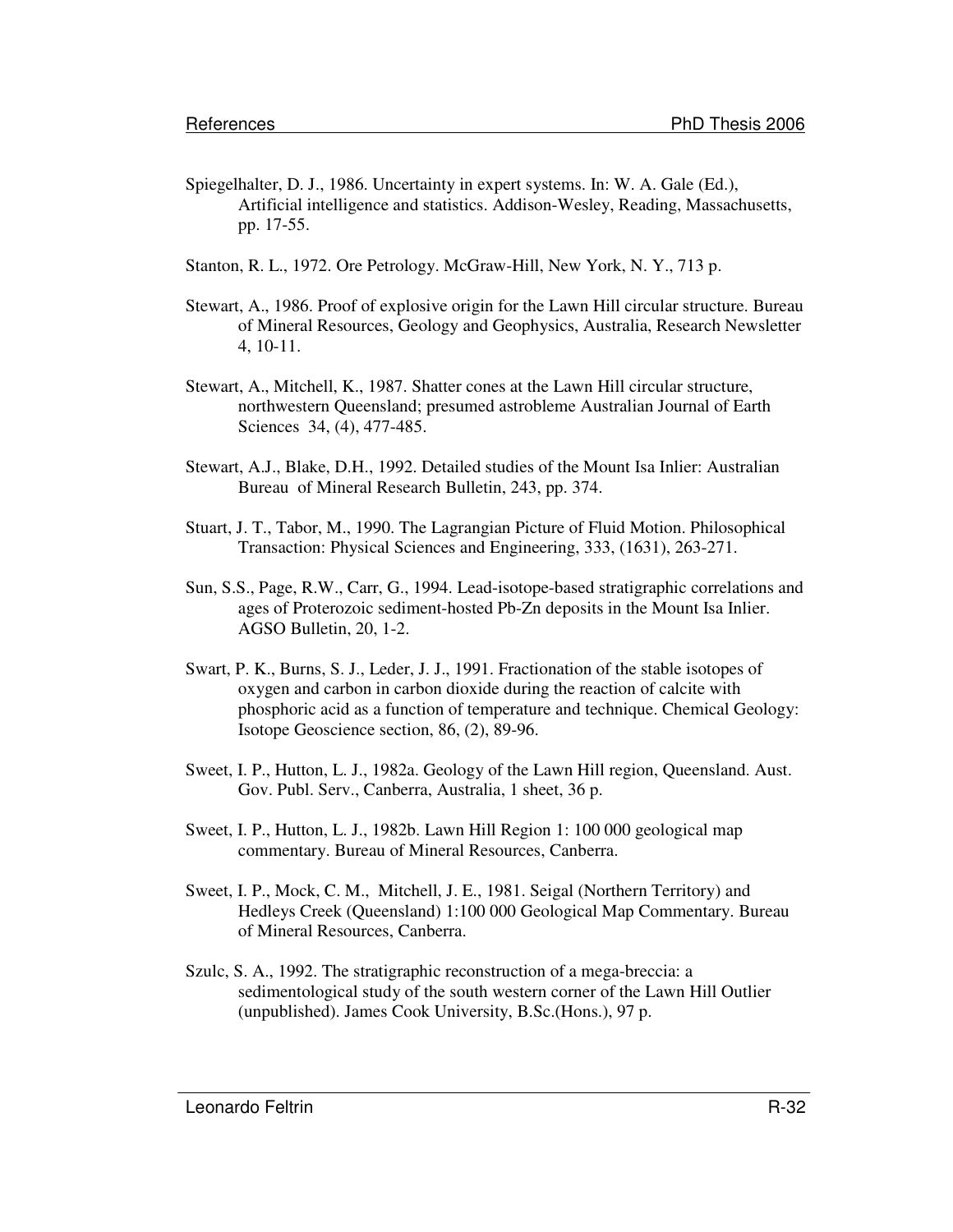Spiegelhalter, D. J., 1986. Uncertainty in expert systems. In: W. A. Gale (Ed.), Artificial intelligence and statistics. Addison-Wesley, Reading, Massachusetts, pp. 17-55.

Stanton, R. L., 1972. Ore Petrology. McGraw-Hill, New York, N. Y., 713 p.

Stewart, A., 1986. Proof of explosive origin for the Lawn Hill circular structure. Bureau of Mineral Resources, Geology and Geophysics, Australia, Research Newsletter 4, 10-11.

Stewart, A., Mitchell, K., 1987. Shatter cones at the Lawn Hill circular structure, northwestern Queensland; presumed astrobleme Australian Journal of Earth Sciences 34, (4), 477-485.

Stewart, A.J., Blake, D.H., 1992. Detailed studies of the Mount Isa Inlier: Australian Bureau of Mineral Research Bulletin, 243, pp. 374.

Stuart, J. T., Tabor, M., 1990. The Lagrangian Picture of Fluid Motion. Philosophical Transaction: Physical Sciences and Engineering, 333, (1631), 263-271.

Sun, S.S., Page, R.W., Carr, G., 1994. Lead-isotope-based stratigraphic correlations and ages of Proterozoic sediment-hosted Pb-Zn deposits in the Mount Isa Inlier. AGSO Bulletin, 20, 1-2.

Swart, P. K., Burns, S. J., Leder, J. J., 1991. Fractionation of the stable isotopes of oxygen and carbon in carbon dioxide during the reaction of calcite with phosphoric acid as a function of temperature and technique. Chemical Geology: Isotope Geoscience section, 86, (2), 89-96.

Sweet, I. P., Hutton, L. J., 1982a. Geology of the Lawn Hill region, Queensland. Aust. Gov. Publ. Serv., Canberra, Australia, 1 sheet, 36 p.

Sweet, I. P., Hutton, L. J., 1982b. Lawn Hill Region 1: 100 000 geological map commentary. Bureau of Mineral Resources, Canberra.

Sweet, I. P., Mock, C. M., Mitchell, J. E., 1981. Seigal (Northern Territory) and Hedleys Creek (Queensland) 1:100 000 Geological Map Commentary. Bureau of Mineral Resources, Canberra.

Szulc, S. A., 1992. The stratigraphic reconstruction of a mega-breccia: a sedimentological study of the south western corner of the Lawn Hill Outlier (unpublished). James Cook University, B.Sc.(Hons.), 97 p.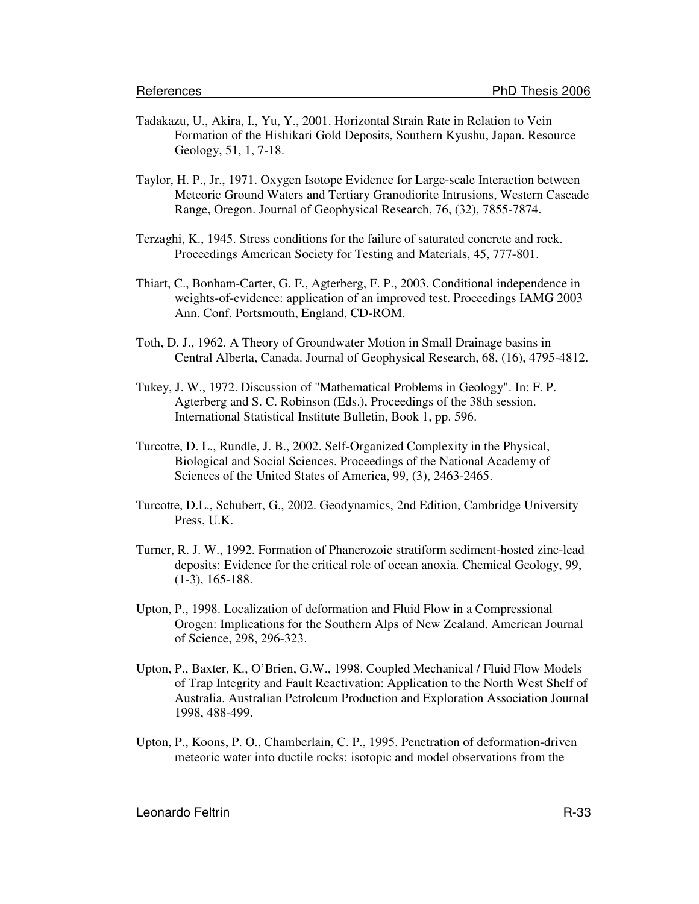Tadakazu, U., Akira, I., Yu, Y., 2001. Horizontal Strain Rate in Relation to Vein Formation of the Hishikari Gold Deposits, Southern Kyushu, Japan. Resource Geology, 51, 1, 7-18.

Taylor, H. P., Jr., 1971. Oxygen Isotope Evidence for Large-scale Interaction between Meteoric Ground Waters and Tertiary Granodiorite Intrusions, Western Cascade Range, Oregon. Journal of Geophysical Research, 76, (32), 7855-7874.

Terzaghi, K., 1945. Stress conditions for the failure of saturated concrete and rock. Proceedings American Society for Testing and Materials, 45, 777-801.

Thiart, C., Bonham-Carter, G. F., Agterberg, F. P., 2003. Conditional independence in weights-of-evidence: application of an improved test. Proceedings IAMG 2003 Ann. Conf. Portsmouth, England, CD-ROM.

Toth, D. J., 1962. A Theory of Groundwater Motion in Small Drainage basins in Central Alberta, Canada. Journal of Geophysical Research, 68, (16), 4795-4812.

Tukey, J. W., 1972. Discussion of "Mathematical Problems in Geology". In: F. P. Agterberg and S. C. Robinson (Eds.), Proceedings of the 38th session. International Statistical Institute Bulletin, Book 1, pp. 596.

Turcotte, D. L., Rundle, J. B., 2002. Self-Organized Complexity in the Physical, Biological and Social Sciences. Proceedings of the National Academy of Sciences of the United States of America, 99, (3), 2463-2465.

Turcotte, D.L., Schubert, G., 2002. Geodynamics, 2nd Edition, Cambridge University Press, U.K.

Turner, R. J. W., 1992. Formation of Phanerozoic stratiform sediment-hosted zinc-lead deposits: Evidence for the critical role of ocean anoxia. Chemical Geology, 99, (1-3), 165-188.

Upton, P., 1998. Localization of deformation and Fluid Flow in a Compressional Orogen: Implications for the Southern Alps of New Zealand. American Journal of Science, 298, 296-323.

Upton, P., Baxter, K., O'Brien, G.W., 1998. Coupled Mechanical / Fluid Flow Models of Trap Integrity and Fault Reactivation: Application to the North West Shelf of Australia. Australian Petroleum Production and Exploration Association Journal 1998, 488-499.

Upton, P., Koons, P. O., Chamberlain, C. P., 1995. Penetration of deformation-driven meteoric water into ductile rocks: isotopic and model observations from the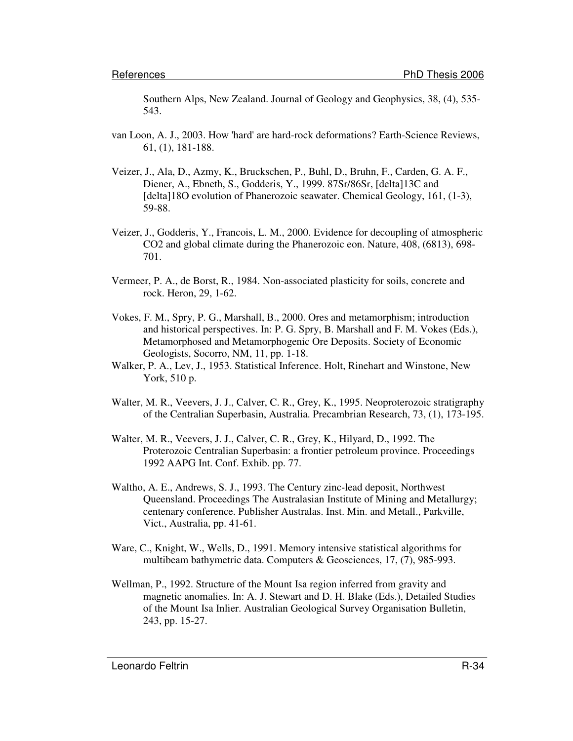Southern Alps, New Zealand. Journal of Geology and Geophysics, 38, (4), 535-543.

van Loon, A. J., 2003. How 'hard' are hard-rock deformations? Earth-Science Reviews, 61, (1), 181-188.

Veizer, J., Ala, D., Azmy, K., Bruckschen, P., Buhl, D., Bruhn, F., Carden, G. A. F., Diener, A., Ebneth, S., Godderis, Y., 1999. 87Sr/86Sr, [delta]13C and [delta]18O evolution of Phanerozoic seawater. Chemical Geology, 161, (1-3), 59-88.

Veizer, J., Godderis, Y., Francois, L. M., 2000. Evidence for decoupling of atmospheric CO2 and global climate during the Phanerozoic eon. Nature, 408, (6813), 698-701.

Vermeer, P. A., de Borst, R., 1984. Non-associated plasticity for soils, concrete and rock. Heron, 29, 1-62.

Vokes, F. M., Spry, P. G., Marshall, B., 2000. Ores and metamorphism; introduction and historical perspectives. In: P. G. Spry, B. Marshall and F. M. Vokes (Eds.), Metamorphosed and Metamorphogenic Ore Deposits. Society of Economic Geologists, Socorro, NM, 11, pp. 1-18.

Walker, P. A., Lev, J., 1953. Statistical Inference. Holt, Rinehart and Winstone, New York, 510 p.

Walter, M. R., Veevers, J. J., Calver, C. R., Grey, K., 1995. Neoproterozoic stratigraphy of the Centralian Superbasin, Australia. Precambrian Research, 73, (1), 173-195.

Walter, M. R., Veevers, J. J., Calver, C. R., Grey, K., Hilyard, D., 1992. The Proterozoic Centralian Superbasin: a frontier petroleum province. Proceedings 1992 AAPG Int. Conf. Exhib. pp. 77.

Waltho, A. E., Andrews, S. J., 1993. The Century zinc-lead deposit, Northwest Queensland. Proceedings The Australasian Institute of Mining and Metallurgy; centenary conference. Publisher Australas. Inst. Min. and Metall., Parkville, Vict., Australia, pp. 41-61.

Ware, C., Knight, W., Wells, D., 1991. Memory intensive statistical algorithms for multibeam bathymetric data. Computers & Geosciences, 17, (7), 985-993.

Wellman, P., 1992. Structure of the Mount Isa region inferred from gravity and magnetic anomalies. In: A. J. Stewart and D. H. Blake (Eds.), Detailed Studies of the Mount Isa Inlier. Australian Geological Survey Organisation Bulletin, 243, pp. 15-27.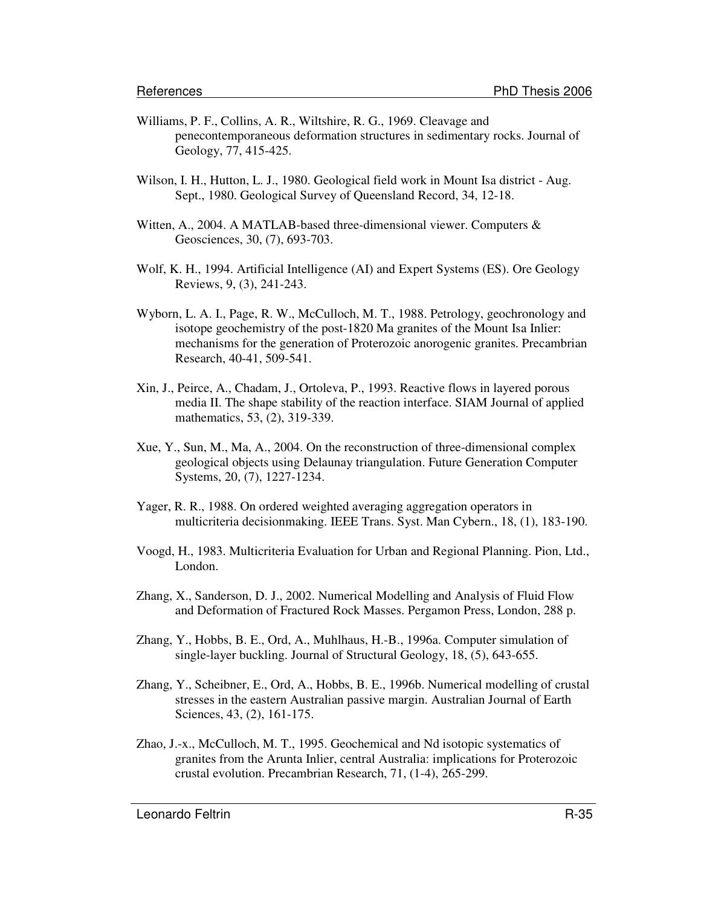Williams, P. F., Collins, A. R., Wiltshire, R. G., 1969. Cleavage and penecontemporaneous deformation structures in sedimentary rocks. Journal of Geology, 77, 415-425.

Wilson, I. H., Hutton, L. J., 1980. Geological field work in Mount Isa district - Aug. Sept., 1980. Geological Survey of Queensland Record, 34, 12-18.

Witten, A., 2004. A MATLAB-based three-dimensional viewer. Computers & Geosciences, 30, (7), 693-703.

Wolf, K. H., 1994. Artificial Intelligence (AI) and Expert Systems (ES). Ore Geology Reviews, 9, (3), 241-243.

Wyborn, L. A. I., Page, R. W., McCulloch, M. T., 1988. Petrology, geochronology and isotope geochemistry of the post-1820 Ma granites of the Mount Isa Inlier: mechanisms for the generation of Proterozoic anorogenic granites. Precambrian Research, 40-41, 509-541.

Xin, J., Peirce, A., Chadam, J., Ortoleva, P., 1993. Reactive flows in layered porous media II. The shape stability of the reaction interface. SIAM Journal of applied mathematics, 53, (2), 319-339.

Xue, Y., Sun, M., Ma, A., 2004. On the reconstruction of three-dimensional complex geological objects using Delaunay triangulation. Future Generation Computer Systems, 20, (7), 1227-1234.

Yager, R. R., 1988. On ordered weighted averaging aggregation operators in multicriteria decisionmaking. IEEE Trans. Syst. Man Cybern., 18, (1), 183-190.

Voogd, H., 1983. Multicriteria Evaluation for Urban and Regional Planning. Pion, Ltd., London.

Zhang, X., Sanderson, D. J., 2002. Numerical Modelling and Analysis of Fluid Flow and Deformation of Fractured Rock Masses. Pergamon Press, London, 288 p.

Zhang, Y., Hobbs, B. E., Ord, A., Muhlhaus, H.-B., 1996a. Computer simulation of single-layer buckling. Journal of Structural Geology, 18, (5), 643-655.

Zhang, Y., Scheibner, E., Ord, A., Hobbs, B. E., 1996b. Numerical modelling of crustal stresses in the eastern Australian passive margin. Australian Journal of Earth Sciences, 43, (2), 161-175.

Zhao, J.-x., McCulloch, M. T., 1995. Geochemical and Nd isotopic systematics of granites from the Arunta Inlier, central Australia: implications for Proterozoic crustal evolution. Precambrian Research, 71, (1-4), 265-299.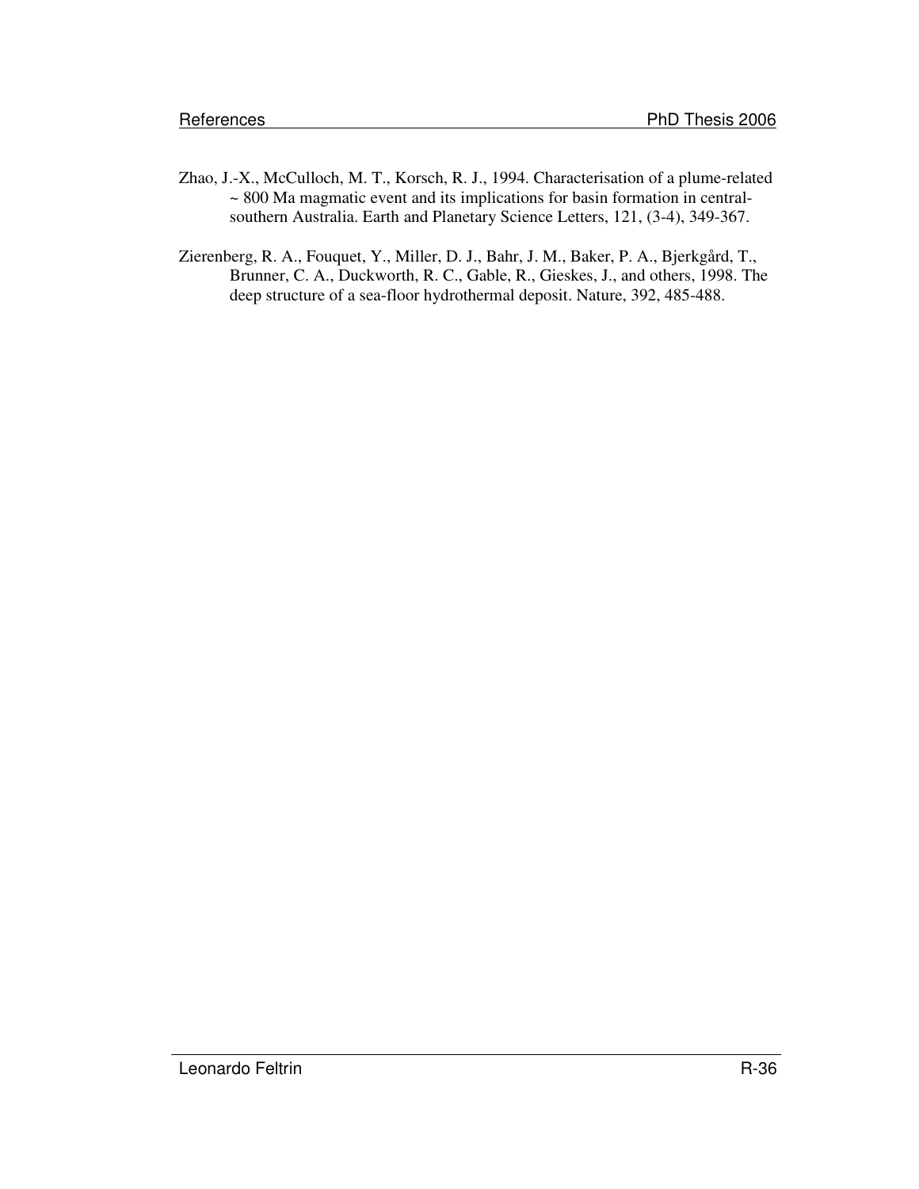Zhao, J.-X., McCulloch, M. T., Korsch, R. J., 1994. Characterisation of a plume-related ~ 800 Ma magmatic event and its implications for basin formation in central-southern Australia. Earth and Planetary Science Letters, 121, (3-4), 349-367.

Zierenberg, R. A., Fouquet, Y., Miller, D. J., Bahr, J. M., Baker, P. A., Bjerkgård, T., Brunner, C. A., Duckworth, R. C., Gable, R., Gieskes, J., and others, 1998. The deep structure of a sea-floor hydrothermal deposit. Nature, 392, 485-488.